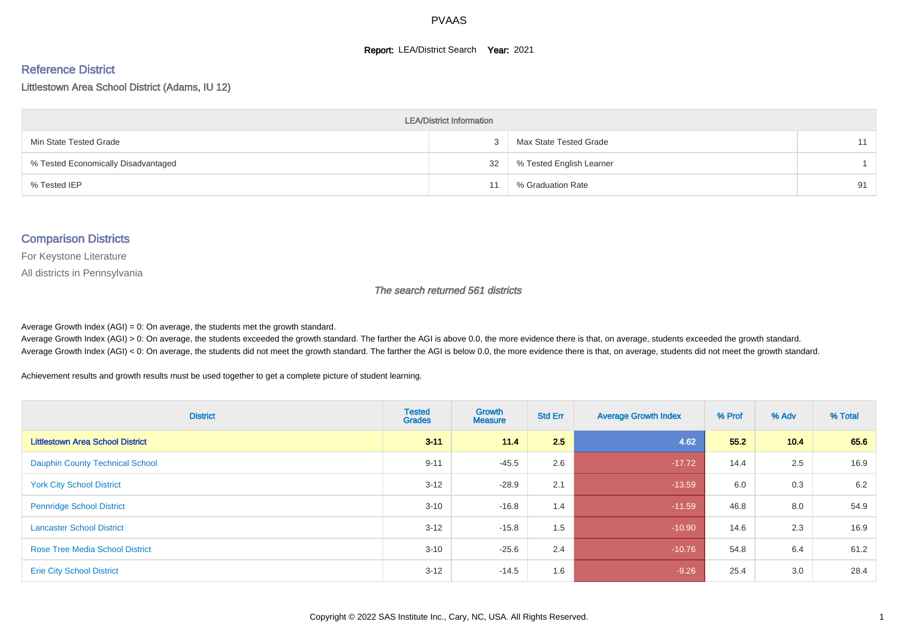# PVAAS

**Report:** LEA/District Search **Year:** 2021

## Reference District

Littlestown Area School District (Adams, IU 12)

| LEA/District Information | | | |
|---|---|---|---|
| Min State Tested Grade | 3 | Max State Tested Grade | 11 |
| % Tested Economically Disadvantaged | 32 | % Tested English Learner | 1 |
| % Tested IEP | 11 | % Graduation Rate | 91 |

## Comparison Districts

For Keystone Literature

All districts in Pennsylvania

*The search returned 561 districts*

Average Growth Index (AGI) = 0: On average, the students met the growth standard.
Average Growth Index (AGI) > 0: On average, the students exceeded the growth standard. The farther the AGI is above 0.0, the more evidence there is that, on average, students exceeded the growth standard.
Average Growth Index (AGI) < 0: On average, the students did not meet the growth standard. The farther the AGI is below 0.0, the more evidence there is that, on average, students did not meet the growth standard.

Achievement results and growth results must be used together to get a complete picture of student learning.

| District | Tested Grades | Growth Measure | Std Err | Average Growth Index | % Prof | % Adv | % Total |
|---|---|---|---|---|---|---|---|
| **Littlestown Area School District** | **3-11** | **11.4** | **2.5** | **4.62** | **55.2** | **10.4** | **65.6** |
| Dauphin County Technical School | 9-11 | -45.5 | 2.6 | -17.72 | 14.4 | 2.5 | 16.9 |
| York City School District | 3-12 | -28.9 | 2.1 | -13.59 | 6.0 | 0.3 | 6.2 |
| Pennridge School District | 3-10 | -16.8 | 1.4 | -11.59 | 46.8 | 8.0 | 54.9 |
| Lancaster School District | 3-12 | -15.8 | 1.5 | -10.90 | 14.6 | 2.3 | 16.9 |
| Rose Tree Media School District | 3-10 | -25.6 | 2.4 | -10.76 | 54.8 | 6.4 | 61.2 |
| Erie City School District | 3-12 | -14.5 | 1.6 | -9.26 | 25.4 | 3.0 | 28.4 |

Copyright © 2022 SAS Institute Inc., Cary, NC, USA. All Rights Reserved.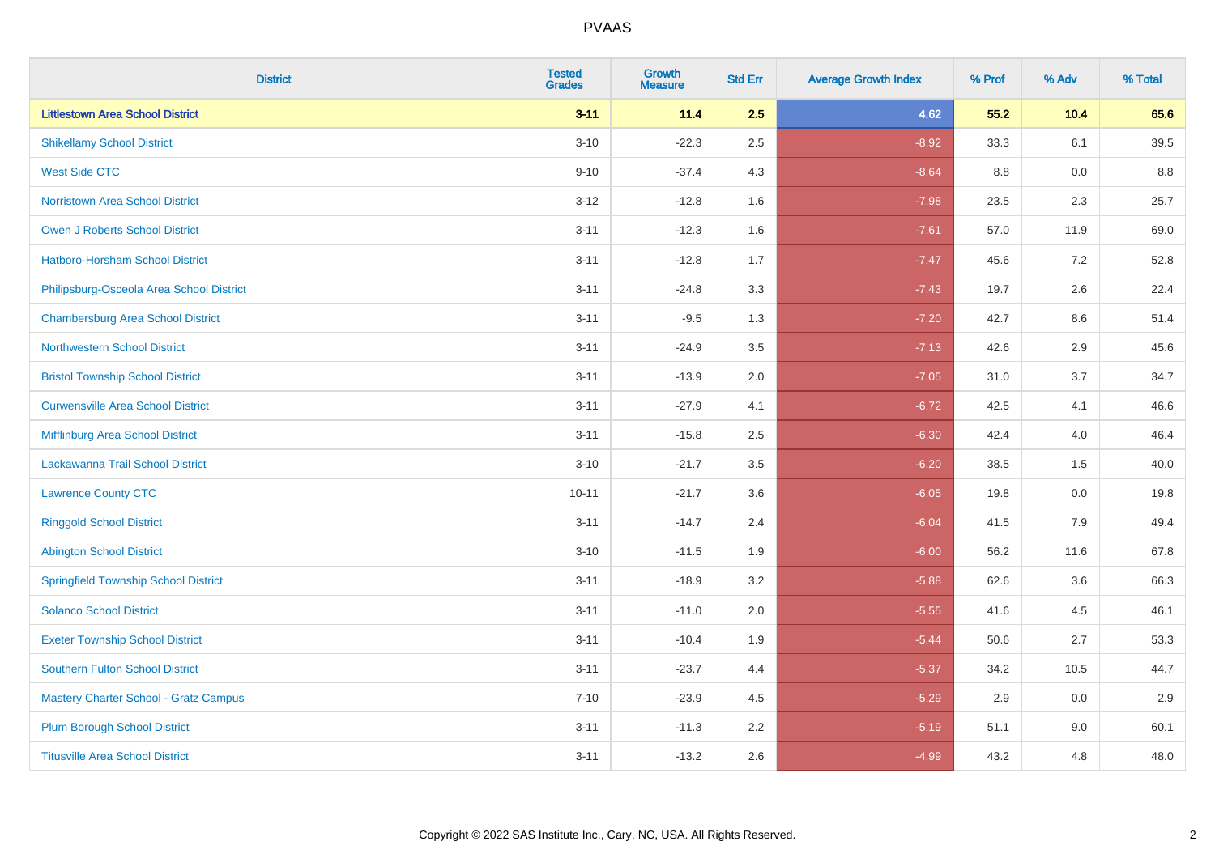| District | Tested Grades | Growth Measure | Std Err | Average Growth Index | % Prof | % Adv | % Total |
|---|---|---|---|---|---|---|---|
| **Littlestown Area School District** | **3-11** | **11.4** | **2.5** | **4.62** | **55.2** | **10.4** | **65.6** |
| Shikellamy School District | 3-10 | -22.3 | 2.5 | -8.92 | 33.3 | 6.1 | 39.5 |
| West Side CTC | 9-10 | -37.4 | 4.3 | -8.64 | 8.8 | 0.0 | 8.8 |
| Norristown Area School District | 3-12 | -12.8 | 1.6 | -7.98 | 23.5 | 2.3 | 25.7 |
| Owen J Roberts School District | 3-11 | -12.3 | 1.6 | -7.61 | 57.0 | 11.9 | 69.0 |
| Hatboro-Horsham School District | 3-11 | -12.8 | 1.7 | -7.47 | 45.6 | 7.2 | 52.8 |
| Philipsburg-Osceola Area School District | 3-11 | -24.8 | 3.3 | -7.43 | 19.7 | 2.6 | 22.4 |
| Chambersburg Area School District | 3-11 | -9.5 | 1.3 | -7.20 | 42.7 | 8.6 | 51.4 |
| Northwestern School District | 3-11 | -24.9 | 3.5 | -7.13 | 42.6 | 2.9 | 45.6 |
| Bristol Township School District | 3-11 | -13.9 | 2.0 | -7.05 | 31.0 | 3.7 | 34.7 |
| Curwensville Area School District | 3-11 | -27.9 | 4.1 | -6.72 | 42.5 | 4.1 | 46.6 |
| Mifflinburg Area School District | 3-11 | -15.8 | 2.5 | -6.30 | 42.4 | 4.0 | 46.4 |
| Lackawanna Trail School District | 3-10 | -21.7 | 3.5 | -6.20 | 38.5 | 1.5 | 40.0 |
| Lawrence County CTC | 10-11 | -21.7 | 3.6 | -6.05 | 19.8 | 0.0 | 19.8 |
| Ringgold School District | 3-11 | -14.7 | 2.4 | -6.04 | 41.5 | 7.9 | 49.4 |
| Abington School District | 3-10 | -11.5 | 1.9 | -6.00 | 56.2 | 11.6 | 67.8 |
| Springfield Township School District | 3-11 | -18.9 | 3.2 | -5.88 | 62.6 | 3.6 | 66.3 |
| Solanco School District | 3-11 | -11.0 | 2.0 | -5.55 | 41.6 | 4.5 | 46.1 |
| Exeter Township School District | 3-11 | -10.4 | 1.9 | -5.44 | 50.6 | 2.7 | 53.3 |
| Southern Fulton School District | 3-11 | -23.7 | 4.4 | -5.37 | 34.2 | 10.5 | 44.7 |
| Mastery Charter School - Gratz Campus | 7-10 | -23.9 | 4.5 | -5.29 | 2.9 | 0.0 | 2.9 |
| Plum Borough School District | 3-11 | -11.3 | 2.2 | -5.19 | 51.1 | 9.0 | 60.1 |
| Titusville Area School District | 3-11 | -13.2 | 2.6 | -4.99 | 43.2 | 4.8 | 48.0 |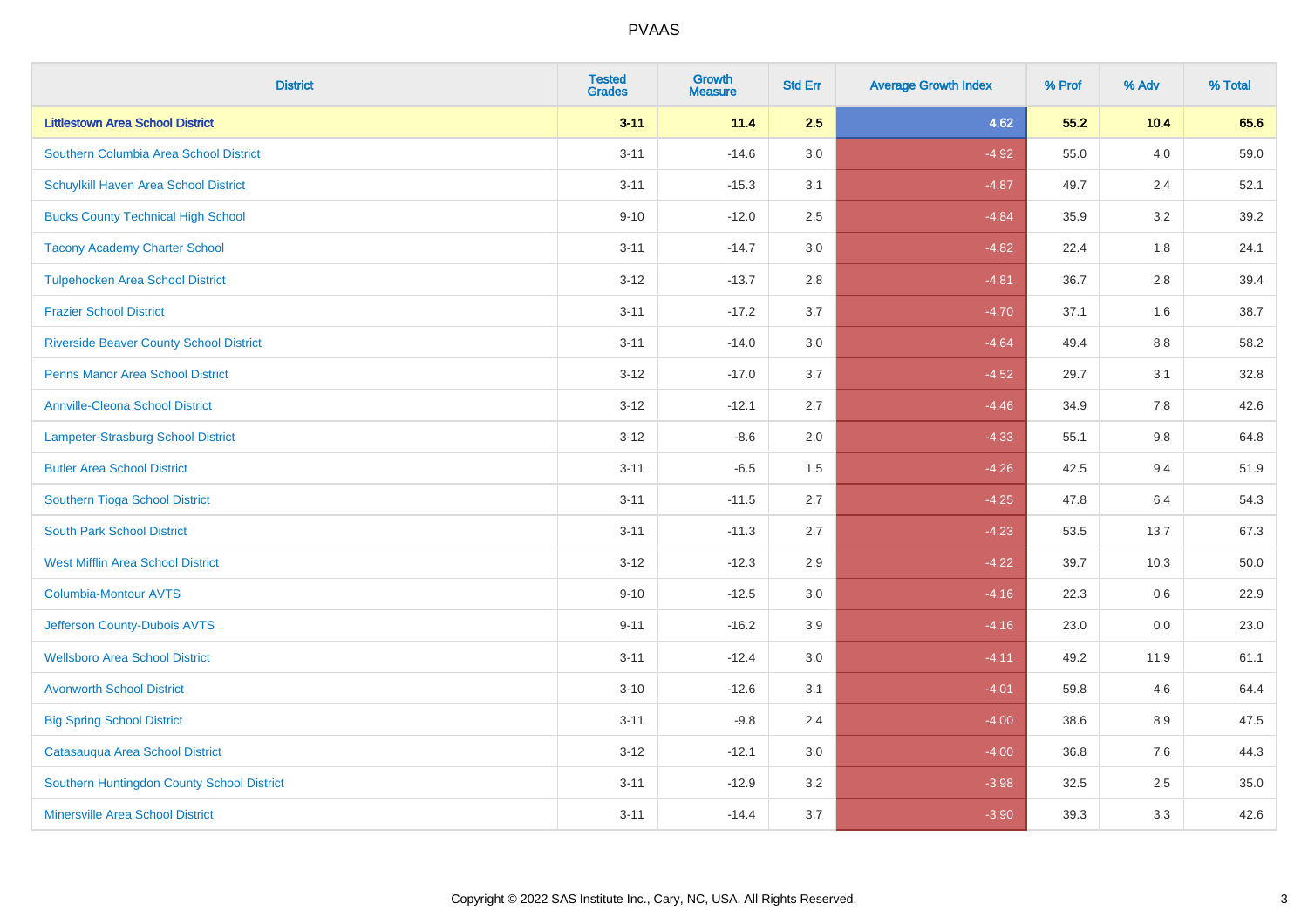PVAAS

| District | Tested Grades | Growth Measure | Std Err | Average Growth Index | % Prof | % Adv | % Total |
|---|---|---|---|---|---|---|---|
| **Littlestown Area School District** | **3-11** | **11.4** | **2.5** | **4.62** | **55.2** | **10.4** | **65.6** |
| Southern Columbia Area School District | 3-11 | -14.6 | 3.0 | -4.92 | 55.0 | 4.0 | 59.0 |
| Schuylkill Haven Area School District | 3-11 | -15.3 | 3.1 | -4.87 | 49.7 | 2.4 | 52.1 |
| Bucks County Technical High School | 9-10 | -12.0 | 2.5 | -4.84 | 35.9 | 3.2 | 39.2 |
| Tacony Academy Charter School | 3-11 | -14.7 | 3.0 | -4.82 | 22.4 | 1.8 | 24.1 |
| Tulpehocken Area School District | 3-12 | -13.7 | 2.8 | -4.81 | 36.7 | 2.8 | 39.4 |
| Frazier School District | 3-11 | -17.2 | 3.7 | -4.70 | 37.1 | 1.6 | 38.7 |
| Riverside Beaver County School District | 3-11 | -14.0 | 3.0 | -4.64 | 49.4 | 8.8 | 58.2 |
| Penns Manor Area School District | 3-12 | -17.0 | 3.7 | -4.52 | 29.7 | 3.1 | 32.8 |
| Annville-Cleona School District | 3-12 | -12.1 | 2.7 | -4.46 | 34.9 | 7.8 | 42.6 |
| Lampeter-Strasburg School District | 3-12 | -8.6 | 2.0 | -4.33 | 55.1 | 9.8 | 64.8 |
| Butler Area School District | 3-11 | -6.5 | 1.5 | -4.26 | 42.5 | 9.4 | 51.9 |
| Southern Tioga School District | 3-11 | -11.5 | 2.7 | -4.25 | 47.8 | 6.4 | 54.3 |
| South Park School District | 3-11 | -11.3 | 2.7 | -4.23 | 53.5 | 13.7 | 67.3 |
| West Mifflin Area School District | 3-12 | -12.3 | 2.9 | -4.22 | 39.7 | 10.3 | 50.0 |
| Columbia-Montour AVTS | 9-10 | -12.5 | 3.0 | -4.16 | 22.3 | 0.6 | 22.9 |
| Jefferson County-Dubois AVTS | 9-11 | -16.2 | 3.9 | -4.16 | 23.0 | 0.0 | 23.0 |
| Wellsboro Area School District | 3-11 | -12.4 | 3.0 | -4.11 | 49.2 | 11.9 | 61.1 |
| Avonworth School District | 3-10 | -12.6 | 3.1 | -4.01 | 59.8 | 4.6 | 64.4 |
| Big Spring School District | 3-11 | -9.8 | 2.4 | -4.00 | 38.6 | 8.9 | 47.5 |
| Catasauqua Area School District | 3-12 | -12.1 | 3.0 | -4.00 | 36.8 | 7.6 | 44.3 |
| Southern Huntingdon County School District | 3-11 | -12.9 | 3.2 | -3.98 | 32.5 | 2.5 | 35.0 |
| Minersville Area School District | 3-11 | -14.4 | 3.7 | -3.90 | 39.3 | 3.3 | 42.6 |

Copyright © 2022 SAS Institute Inc., Cary, NC, USA. All Rights Reserved.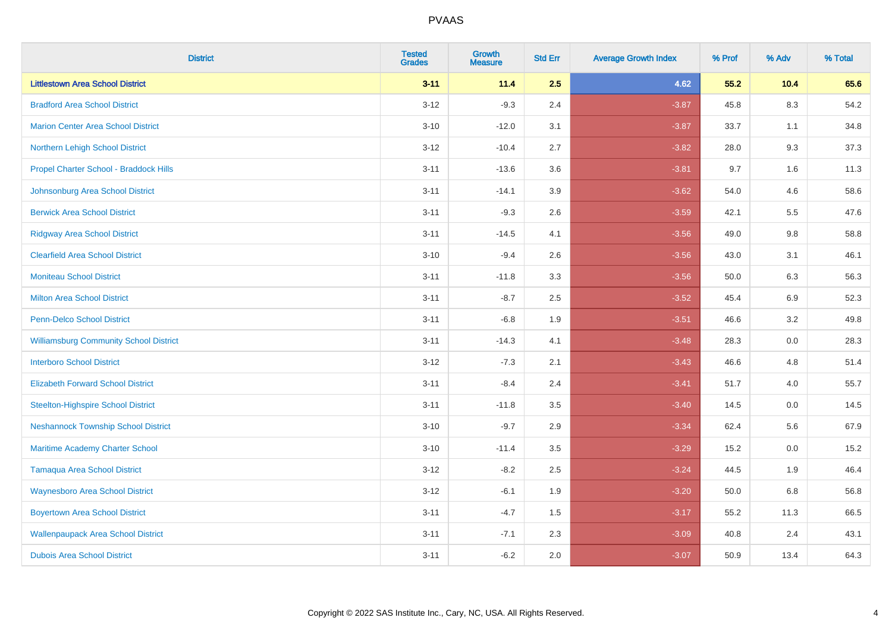# PVAAS

| District | Tested Grades | Growth Measure | Std Err | Average Growth Index | % Prof | % Adv | % Total |
|---|---|---|---|---|---|---|---|
| **Littlestown Area School District** | **3-11** | **11.4** | **2.5** | **4.62** | **55.2** | **10.4** | **65.6** |
| Bradford Area School District | 3-12 | -9.3 | 2.4 | -3.87 | 45.8 | 8.3 | 54.2 |
| Marion Center Area School District | 3-10 | -12.0 | 3.1 | -3.87 | 33.7 | 1.1 | 34.8 |
| Northern Lehigh School District | 3-12 | -10.4 | 2.7 | -3.82 | 28.0 | 9.3 | 37.3 |
| Propel Charter School - Braddock Hills | 3-11 | -13.6 | 3.6 | -3.81 | 9.7 | 1.6 | 11.3 |
| Johnsonburg Area School District | 3-11 | -14.1 | 3.9 | -3.62 | 54.0 | 4.6 | 58.6 |
| Berwick Area School District | 3-11 | -9.3 | 2.6 | -3.59 | 42.1 | 5.5 | 47.6 |
| Ridgway Area School District | 3-11 | -14.5 | 4.1 | -3.56 | 49.0 | 9.8 | 58.8 |
| Clearfield Area School District | 3-10 | -9.4 | 2.6 | -3.56 | 43.0 | 3.1 | 46.1 |
| Moniteau School District | 3-11 | -11.8 | 3.3 | -3.56 | 50.0 | 6.3 | 56.3 |
| Milton Area School District | 3-11 | -8.7 | 2.5 | -3.52 | 45.4 | 6.9 | 52.3 |
| Penn-Delco School District | 3-11 | -6.8 | 1.9 | -3.51 | 46.6 | 3.2 | 49.8 |
| Williamsburg Community School District | 3-11 | -14.3 | 4.1 | -3.48 | 28.3 | 0.0 | 28.3 |
| Interboro School District | 3-12 | -7.3 | 2.1 | -3.43 | 46.6 | 4.8 | 51.4 |
| Elizabeth Forward School District | 3-11 | -8.4 | 2.4 | -3.41 | 51.7 | 4.0 | 55.7 |
| Steelton-Highspire School District | 3-11 | -11.8 | 3.5 | -3.40 | 14.5 | 0.0 | 14.5 |
| Neshannock Township School District | 3-10 | -9.7 | 2.9 | -3.34 | 62.4 | 5.6 | 67.9 |
| Maritime Academy Charter School | 3-10 | -11.4 | 3.5 | -3.29 | 15.2 | 0.0 | 15.2 |
| Tamaqua Area School District | 3-12 | -8.2 | 2.5 | -3.24 | 44.5 | 1.9 | 46.4 |
| Waynesboro Area School District | 3-12 | -6.1 | 1.9 | -3.20 | 50.0 | 6.8 | 56.8 |
| Boyertown Area School District | 3-11 | -4.7 | 1.5 | -3.17 | 55.2 | 11.3 | 66.5 |
| Wallenpaupack Area School District | 3-11 | -7.1 | 2.3 | -3.09 | 40.8 | 2.4 | 43.1 |
| Dubois Area School District | 3-11 | -6.2 | 2.0 | -3.07 | 50.9 | 13.4 | 64.3 |

Copyright © 2022 SAS Institute Inc., Cary, NC, USA. All Rights Reserved.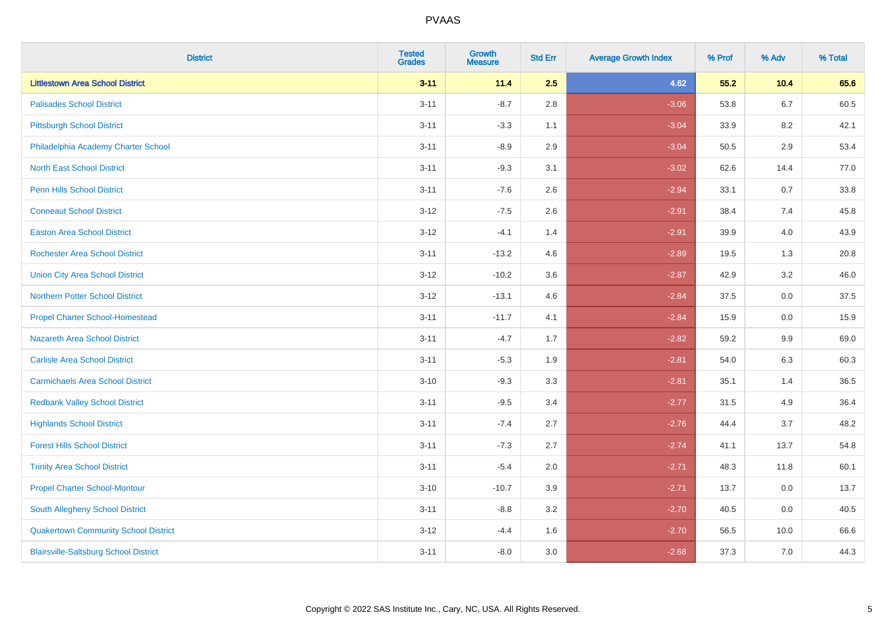| District | Tested Grades | Growth Measure | Std Err | Average Growth Index | % Prof | % Adv | % Total |
|---|---|---|---|---|---|---|---|
| **Littlestown Area School District** | **3-11** | **11.4** | **2.5** | **4.62** | **55.2** | **10.4** | **65.6** |
| Palisades School District | 3-11 | -8.7 | 2.8 | -3.06 | 53.8 | 6.7 | 60.5 |
| Pittsburgh School District | 3-11 | -3.3 | 1.1 | -3.04 | 33.9 | 8.2 | 42.1 |
| Philadelphia Academy Charter School | 3-11 | -8.9 | 2.9 | -3.04 | 50.5 | 2.9 | 53.4 |
| North East School District | 3-11 | -9.3 | 3.1 | -3.02 | 62.6 | 14.4 | 77.0 |
| Penn Hills School District | 3-11 | -7.6 | 2.6 | -2.94 | 33.1 | 0.7 | 33.8 |
| Conneaut School District | 3-12 | -7.5 | 2.6 | -2.91 | 38.4 | 7.4 | 45.8 |
| Easton Area School District | 3-12 | -4.1 | 1.4 | -2.91 | 39.9 | 4.0 | 43.9 |
| Rochester Area School District | 3-11 | -13.2 | 4.6 | -2.89 | 19.5 | 1.3 | 20.8 |
| Union City Area School District | 3-12 | -10.2 | 3.6 | -2.87 | 42.9 | 3.2 | 46.0 |
| Northern Potter School District | 3-12 | -13.1 | 4.6 | -2.84 | 37.5 | 0.0 | 37.5 |
| Propel Charter School-Homestead | 3-11 | -11.7 | 4.1 | -2.84 | 15.9 | 0.0 | 15.9 |
| Nazareth Area School District | 3-11 | -4.7 | 1.7 | -2.82 | 59.2 | 9.9 | 69.0 |
| Carlisle Area School District | 3-11 | -5.3 | 1.9 | -2.81 | 54.0 | 6.3 | 60.3 |
| Carmichaels Area School District | 3-10 | -9.3 | 3.3 | -2.81 | 35.1 | 1.4 | 36.5 |
| Redbank Valley School District | 3-11 | -9.5 | 3.4 | -2.77 | 31.5 | 4.9 | 36.4 |
| Highlands School District | 3-11 | -7.4 | 2.7 | -2.76 | 44.4 | 3.7 | 48.2 |
| Forest Hills School District | 3-11 | -7.3 | 2.7 | -2.74 | 41.1 | 13.7 | 54.8 |
| Trinity Area School District | 3-11 | -5.4 | 2.0 | -2.71 | 48.3 | 11.8 | 60.1 |
| Propel Charter School-Montour | 3-10 | -10.7 | 3.9 | -2.71 | 13.7 | 0.0 | 13.7 |
| South Allegheny School District | 3-11 | -8.8 | 3.2 | -2.70 | 40.5 | 0.0 | 40.5 |
| Quakertown Community School District | 3-12 | -4.4 | 1.6 | -2.70 | 56.5 | 10.0 | 66.6 |
| Blairsville-Saltsburg School District | 3-11 | -8.0 | 3.0 | -2.68 | 37.3 | 7.0 | 44.3 |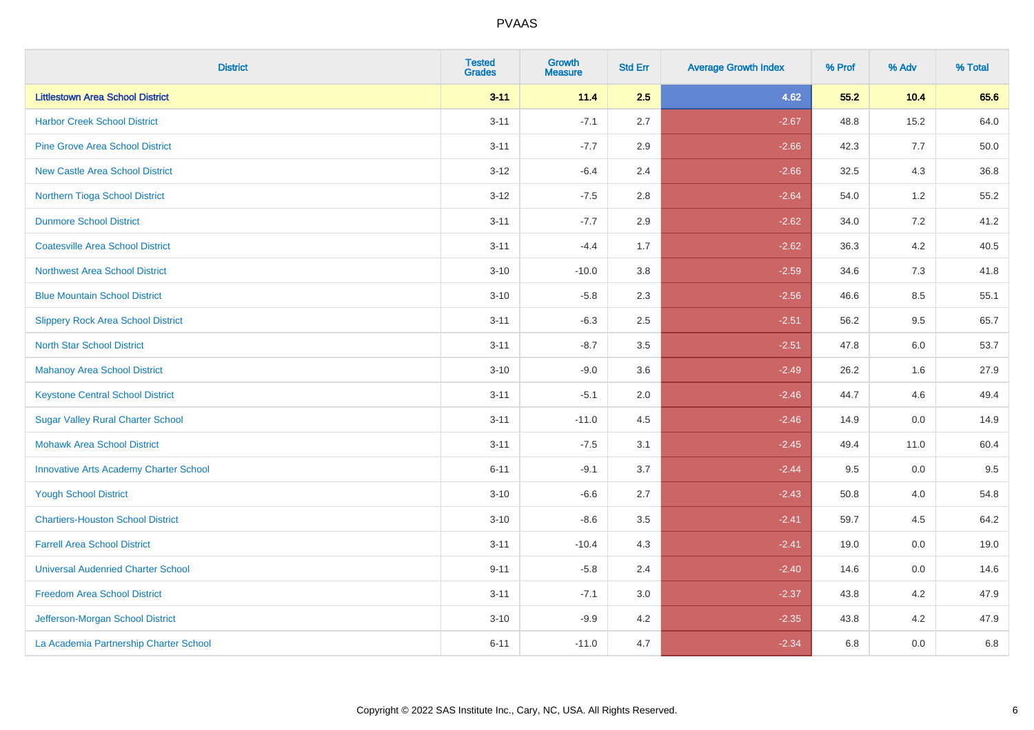# PVAAS

| District | Tested Grades | Growth Measure | Std Err | Average Growth Index | % Prof | % Adv | % Total |
|---|---|---|---|---|---|---|---|
| **Littlestown Area School District** | **3-11** | **11.4** | **2.5** | **4.62** | **55.2** | **10.4** | **65.6** |
| Harbor Creek School District | 3-11 | -7.1 | 2.7 | -2.67 | 48.8 | 15.2 | 64.0 |
| Pine Grove Area School District | 3-11 | -7.7 | 2.9 | -2.66 | 42.3 | 7.7 | 50.0 |
| New Castle Area School District | 3-12 | -6.4 | 2.4 | -2.66 | 32.5 | 4.3 | 36.8 |
| Northern Tioga School District | 3-12 | -7.5 | 2.8 | -2.64 | 54.0 | 1.2 | 55.2 |
| Dunmore School District | 3-11 | -7.7 | 2.9 | -2.62 | 34.0 | 7.2 | 41.2 |
| Coatesville Area School District | 3-11 | -4.4 | 1.7 | -2.62 | 36.3 | 4.2 | 40.5 |
| Northwest Area School District | 3-10 | -10.0 | 3.8 | -2.59 | 34.6 | 7.3 | 41.8 |
| Blue Mountain School District | 3-10 | -5.8 | 2.3 | -2.56 | 46.6 | 8.5 | 55.1 |
| Slippery Rock Area School District | 3-11 | -6.3 | 2.5 | -2.51 | 56.2 | 9.5 | 65.7 |
| North Star School District | 3-11 | -8.7 | 3.5 | -2.51 | 47.8 | 6.0 | 53.7 |
| Mahanoy Area School District | 3-10 | -9.0 | 3.6 | -2.49 | 26.2 | 1.6 | 27.9 |
| Keystone Central School District | 3-11 | -5.1 | 2.0 | -2.46 | 44.7 | 4.6 | 49.4 |
| Sugar Valley Rural Charter School | 3-11 | -11.0 | 4.5 | -2.46 | 14.9 | 0.0 | 14.9 |
| Mohawk Area School District | 3-11 | -7.5 | 3.1 | -2.45 | 49.4 | 11.0 | 60.4 |
| Innovative Arts Academy Charter School | 6-11 | -9.1 | 3.7 | -2.44 | 9.5 | 0.0 | 9.5 |
| Yough School District | 3-10 | -6.6 | 2.7 | -2.43 | 50.8 | 4.0 | 54.8 |
| Chartiers-Houston School District | 3-10 | -8.6 | 3.5 | -2.41 | 59.7 | 4.5 | 64.2 |
| Farrell Area School District | 3-11 | -10.4 | 4.3 | -2.41 | 19.0 | 0.0 | 19.0 |
| Universal Audenried Charter School | 9-11 | -5.8 | 2.4 | -2.40 | 14.6 | 0.0 | 14.6 |
| Freedom Area School District | 3-11 | -7.1 | 3.0 | -2.37 | 43.8 | 4.2 | 47.9 |
| Jefferson-Morgan School District | 3-10 | -9.9 | 4.2 | -2.35 | 43.8 | 4.2 | 47.9 |
| La Academia Partnership Charter School | 6-11 | -11.0 | 4.7 | -2.34 | 6.8 | 0.0 | 6.8 |

Copyright © 2022 SAS Institute Inc., Cary, NC, USA. All Rights Reserved.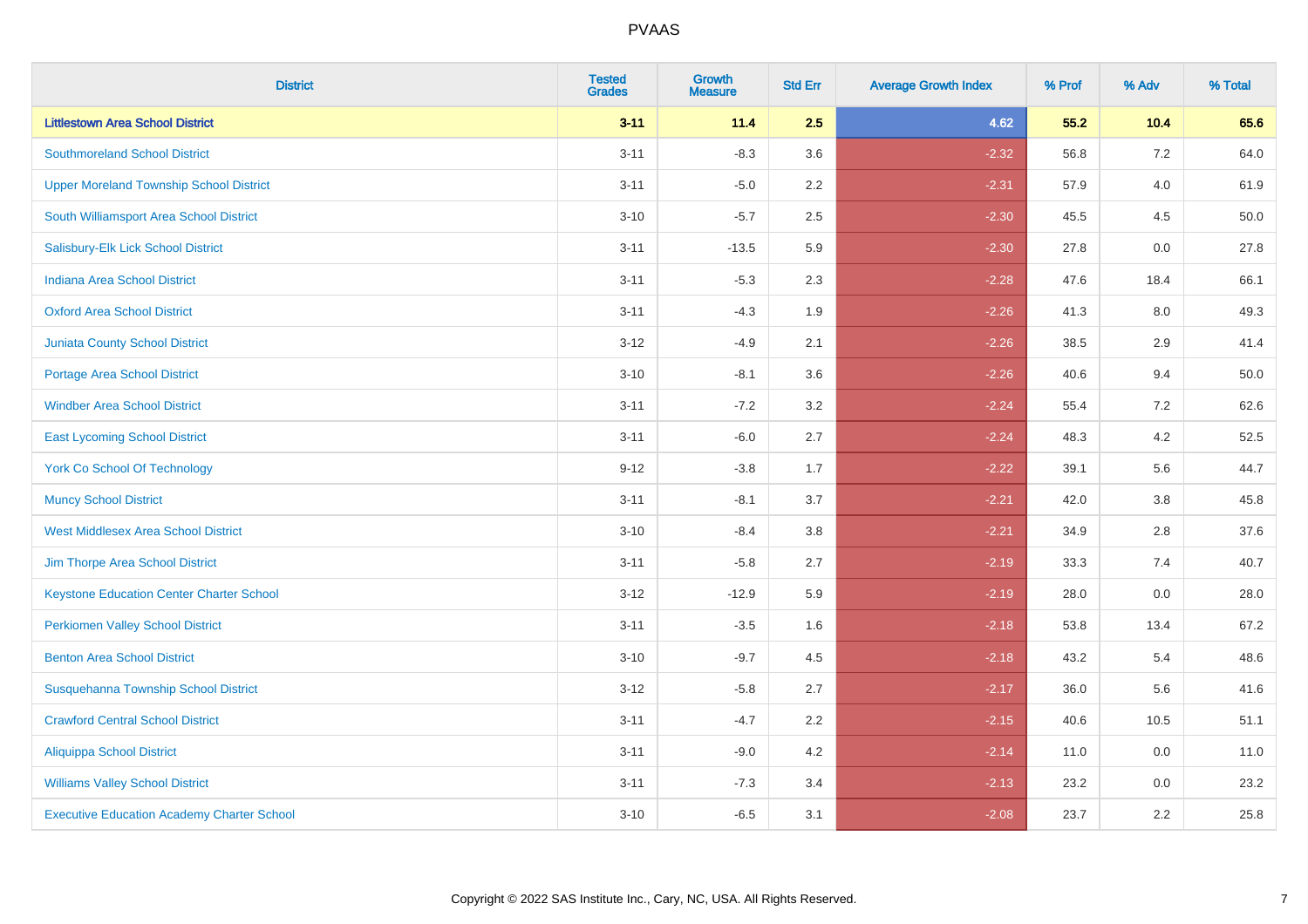# PVAAS

| District | Tested Grades | Growth Measure | Std Err | Average Growth Index | % Prof | % Adv | % Total |
|---|---|---|---|---|---|---|---|
| **Littlestown Area School District** | **3-11** | **11.4** | **2.5** | **4.62** | **55.2** | **10.4** | **65.6** |
| Southmoreland School District | 3-11 | -8.3 | 3.6 | -2.32 | 56.8 | 7.2 | 64.0 |
| Upper Moreland Township School District | 3-11 | -5.0 | 2.2 | -2.31 | 57.9 | 4.0 | 61.9 |
| South Williamsport Area School District | 3-10 | -5.7 | 2.5 | -2.30 | 45.5 | 4.5 | 50.0 |
| Salisbury-Elk Lick School District | 3-11 | -13.5 | 5.9 | -2.30 | 27.8 | 0.0 | 27.8 |
| Indiana Area School District | 3-11 | -5.3 | 2.3 | -2.28 | 47.6 | 18.4 | 66.1 |
| Oxford Area School District | 3-11 | -4.3 | 1.9 | -2.26 | 41.3 | 8.0 | 49.3 |
| Juniata County School District | 3-12 | -4.9 | 2.1 | -2.26 | 38.5 | 2.9 | 41.4 |
| Portage Area School District | 3-10 | -8.1 | 3.6 | -2.26 | 40.6 | 9.4 | 50.0 |
| Windber Area School District | 3-11 | -7.2 | 3.2 | -2.24 | 55.4 | 7.2 | 62.6 |
| East Lycoming School District | 3-11 | -6.0 | 2.7 | -2.24 | 48.3 | 4.2 | 52.5 |
| York Co School Of Technology | 9-12 | -3.8 | 1.7 | -2.22 | 39.1 | 5.6 | 44.7 |
| Muncy School District | 3-11 | -8.1 | 3.7 | -2.21 | 42.0 | 3.8 | 45.8 |
| West Middlesex Area School District | 3-10 | -8.4 | 3.8 | -2.21 | 34.9 | 2.8 | 37.6 |
| Jim Thorpe Area School District | 3-11 | -5.8 | 2.7 | -2.19 | 33.3 | 7.4 | 40.7 |
| Keystone Education Center Charter School | 3-12 | -12.9 | 5.9 | -2.19 | 28.0 | 0.0 | 28.0 |
| Perkiomen Valley School District | 3-11 | -3.5 | 1.6 | -2.18 | 53.8 | 13.4 | 67.2 |
| Benton Area School District | 3-10 | -9.7 | 4.5 | -2.18 | 43.2 | 5.4 | 48.6 |
| Susquehanna Township School District | 3-12 | -5.8 | 2.7 | -2.17 | 36.0 | 5.6 | 41.6 |
| Crawford Central School District | 3-11 | -4.7 | 2.2 | -2.15 | 40.6 | 10.5 | 51.1 |
| Aliquippa School District | 3-11 | -9.0 | 4.2 | -2.14 | 11.0 | 0.0 | 11.0 |
| Williams Valley School District | 3-11 | -7.3 | 3.4 | -2.13 | 23.2 | 0.0 | 23.2 |
| Executive Education Academy Charter School | 3-10 | -6.5 | 3.1 | -2.08 | 23.7 | 2.2 | 25.8 |

Copyright © 2022 SAS Institute Inc., Cary, NC, USA. All Rights Reserved.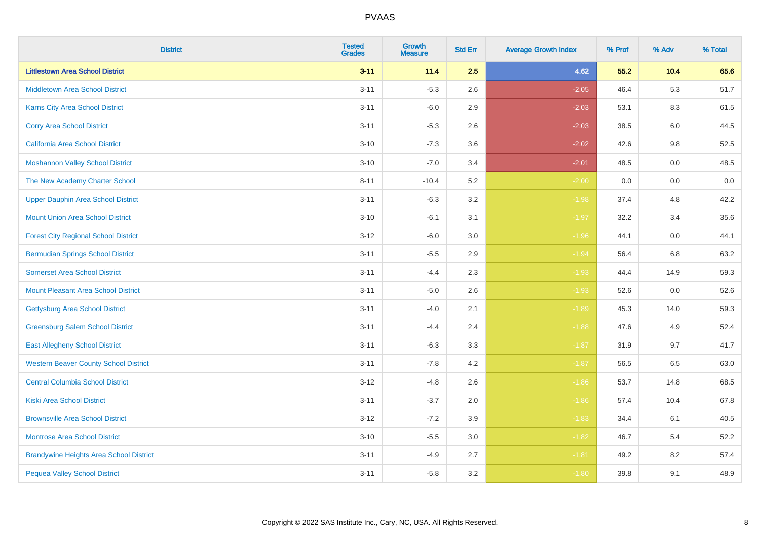# PVAAS

| District | Tested Grades | Growth Measure | Std Err | Average Growth Index | % Prof | % Adv | % Total |
|---|---|---|---|---|---|---|---|
| **Littlestown Area School District** | **3-11** | **11.4** | **2.5** | **4.62** | **55.2** | **10.4** | **65.6** |
| Middletown Area School District | 3-11 | -5.3 | 2.6 | -2.05 | 46.4 | 5.3 | 51.7 |
| Karns City Area School District | 3-11 | -6.0 | 2.9 | -2.03 | 53.1 | 8.3 | 61.5 |
| Corry Area School District | 3-11 | -5.3 | 2.6 | -2.03 | 38.5 | 6.0 | 44.5 |
| California Area School District | 3-10 | -7.3 | 3.6 | -2.02 | 42.6 | 9.8 | 52.5 |
| Moshannon Valley School District | 3-10 | -7.0 | 3.4 | -2.01 | 48.5 | 0.0 | 48.5 |
| The New Academy Charter School | 8-11 | -10.4 | 5.2 | -2.00 | 0.0 | 0.0 | 0.0 |
| Upper Dauphin Area School District | 3-11 | -6.3 | 3.2 | -1.98 | 37.4 | 4.8 | 42.2 |
| Mount Union Area School District | 3-10 | -6.1 | 3.1 | -1.97 | 32.2 | 3.4 | 35.6 |
| Forest City Regional School District | 3-12 | -6.0 | 3.0 | -1.96 | 44.1 | 0.0 | 44.1 |
| Bermudian Springs School District | 3-11 | -5.5 | 2.9 | -1.94 | 56.4 | 6.8 | 63.2 |
| Somerset Area School District | 3-11 | -4.4 | 2.3 | -1.93 | 44.4 | 14.9 | 59.3 |
| Mount Pleasant Area School District | 3-11 | -5.0 | 2.6 | -1.93 | 52.6 | 0.0 | 52.6 |
| Gettysburg Area School District | 3-11 | -4.0 | 2.1 | -1.89 | 45.3 | 14.0 | 59.3 |
| Greensburg Salem School District | 3-11 | -4.4 | 2.4 | -1.88 | 47.6 | 4.9 | 52.4 |
| East Allegheny School District | 3-11 | -6.3 | 3.3 | -1.87 | 31.9 | 9.7 | 41.7 |
| Western Beaver County School District | 3-11 | -7.8 | 4.2 | -1.87 | 56.5 | 6.5 | 63.0 |
| Central Columbia School District | 3-12 | -4.8 | 2.6 | -1.86 | 53.7 | 14.8 | 68.5 |
| Kiski Area School District | 3-11 | -3.7 | 2.0 | -1.86 | 57.4 | 10.4 | 67.8 |
| Brownsville Area School District | 3-12 | -7.2 | 3.9 | -1.83 | 34.4 | 6.1 | 40.5 |
| Montrose Area School District | 3-10 | -5.5 | 3.0 | -1.82 | 46.7 | 5.4 | 52.2 |
| Brandywine Heights Area School District | 3-11 | -4.9 | 2.7 | -1.81 | 49.2 | 8.2 | 57.4 |
| Pequea Valley School District | 3-11 | -5.8 | 3.2 | -1.80 | 39.8 | 9.1 | 48.9 |

Copyright © 2022 SAS Institute Inc., Cary, NC, USA. All Rights Reserved.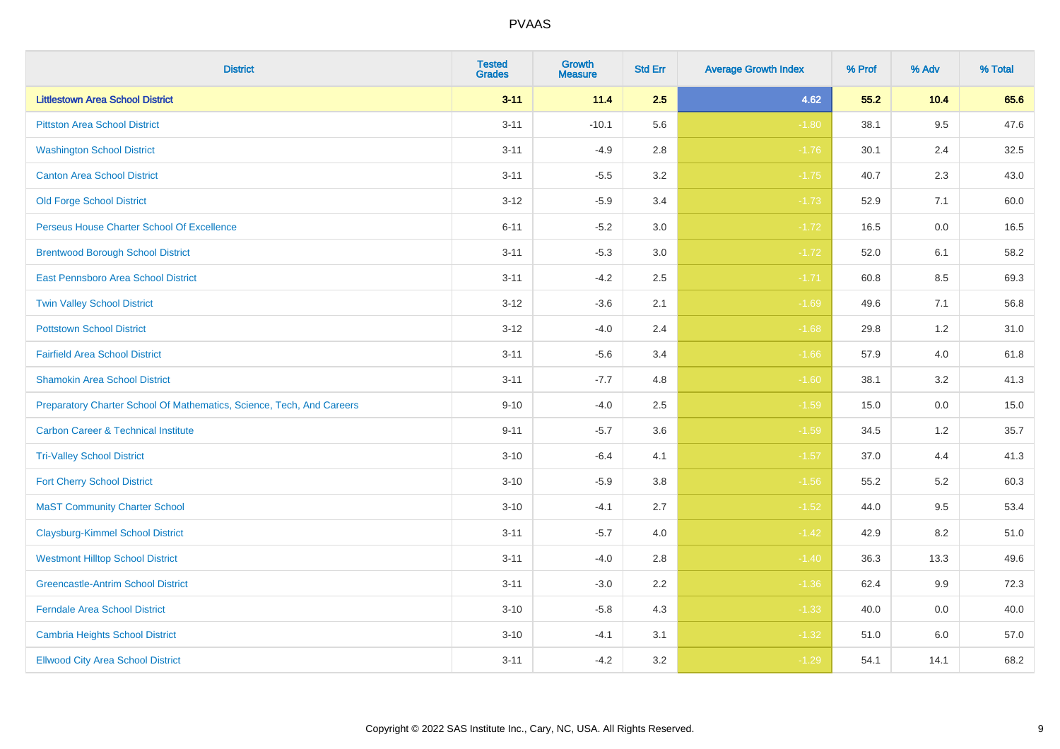| District | Tested Grades | Growth Measure | Std Err | Average Growth Index | % Prof | % Adv | % Total |
|---|---|---|---|---|---|---|---|
| **Littlestown Area School District** | **3-11** | **11.4** | **2.5** | **4.62** | **55.2** | **10.4** | **65.6** |
| Pittston Area School District | 3-11 | -10.1 | 5.6 | -1.80 | 38.1 | 9.5 | 47.6 |
| Washington School District | 3-11 | -4.9 | 2.8 | -1.76 | 30.1 | 2.4 | 32.5 |
| Canton Area School District | 3-11 | -5.5 | 3.2 | -1.75 | 40.7 | 2.3 | 43.0 |
| Old Forge School District | 3-12 | -5.9 | 3.4 | -1.73 | 52.9 | 7.1 | 60.0 |
| Perseus House Charter School Of Excellence | 6-11 | -5.2 | 3.0 | -1.72 | 16.5 | 0.0 | 16.5 |
| Brentwood Borough School District | 3-11 | -5.3 | 3.0 | -1.72 | 52.0 | 6.1 | 58.2 |
| East Pennsboro Area School District | 3-11 | -4.2 | 2.5 | -1.71 | 60.8 | 8.5 | 69.3 |
| Twin Valley School District | 3-12 | -3.6 | 2.1 | -1.69 | 49.6 | 7.1 | 56.8 |
| Pottstown School District | 3-12 | -4.0 | 2.4 | -1.68 | 29.8 | 1.2 | 31.0 |
| Fairfield Area School District | 3-11 | -5.6 | 3.4 | -1.66 | 57.9 | 4.0 | 61.8 |
| Shamokin Area School District | 3-11 | -7.7 | 4.8 | -1.60 | 38.1 | 3.2 | 41.3 |
| Preparatory Charter School Of Mathematics, Science, Tech, And Careers | 9-10 | -4.0 | 2.5 | -1.59 | 15.0 | 0.0 | 15.0 |
| Carbon Career & Technical Institute | 9-11 | -5.7 | 3.6 | -1.59 | 34.5 | 1.2 | 35.7 |
| Tri-Valley School District | 3-10 | -6.4 | 4.1 | -1.57 | 37.0 | 4.4 | 41.3 |
| Fort Cherry School District | 3-10 | -5.9 | 3.8 | -1.56 | 55.2 | 5.2 | 60.3 |
| MaST Community Charter School | 3-10 | -4.1 | 2.7 | -1.52 | 44.0 | 9.5 | 53.4 |
| Claysburg-Kimmel School District | 3-11 | -5.7 | 4.0 | -1.42 | 42.9 | 8.2 | 51.0 |
| Westmont Hilltop School District | 3-11 | -4.0 | 2.8 | -1.40 | 36.3 | 13.3 | 49.6 |
| Greencastle-Antrim School District | 3-11 | -3.0 | 2.2 | -1.36 | 62.4 | 9.9 | 72.3 |
| Ferndale Area School District | 3-10 | -5.8 | 4.3 | -1.33 | 40.0 | 0.0 | 40.0 |
| Cambria Heights School District | 3-10 | -4.1 | 3.1 | -1.32 | 51.0 | 6.0 | 57.0 |
| Ellwood City Area School District | 3-11 | -4.2 | 3.2 | -1.29 | 54.1 | 14.1 | 68.2 |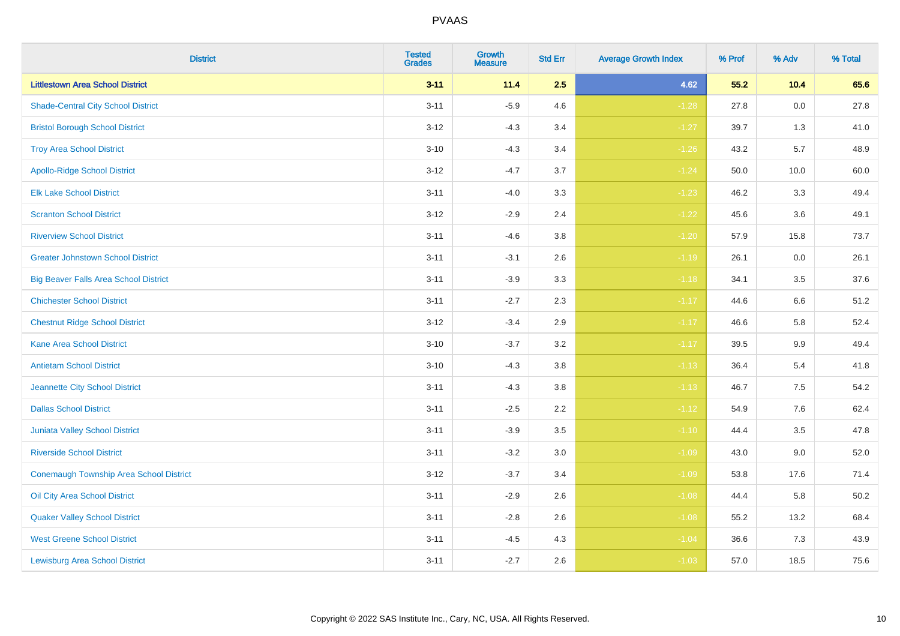| District | Tested Grades | Growth Measure | Std Err | Average Growth Index | % Prof | % Adv | % Total |
|---|---|---|---|---|---|---|---|
| **Littlestown Area School District** | **3-11** | **11.4** | **2.5** | **4.62** | **55.2** | **10.4** | **65.6** |
| Shade-Central City School District | 3-11 | -5.9 | 4.6 | -1.28 | 27.8 | 0.0 | 27.8 |
| Bristol Borough School District | 3-12 | -4.3 | 3.4 | -1.27 | 39.7 | 1.3 | 41.0 |
| Troy Area School District | 3-10 | -4.3 | 3.4 | -1.26 | 43.2 | 5.7 | 48.9 |
| Apollo-Ridge School District | 3-12 | -4.7 | 3.7 | -1.24 | 50.0 | 10.0 | 60.0 |
| Elk Lake School District | 3-11 | -4.0 | 3.3 | -1.23 | 46.2 | 3.3 | 49.4 |
| Scranton School District | 3-12 | -2.9 | 2.4 | -1.22 | 45.6 | 3.6 | 49.1 |
| Riverview School District | 3-11 | -4.6 | 3.8 | -1.20 | 57.9 | 15.8 | 73.7 |
| Greater Johnstown School District | 3-11 | -3.1 | 2.6 | -1.19 | 26.1 | 0.0 | 26.1 |
| Big Beaver Falls Area School District | 3-11 | -3.9 | 3.3 | -1.18 | 34.1 | 3.5 | 37.6 |
| Chichester School District | 3-11 | -2.7 | 2.3 | -1.17 | 44.6 | 6.6 | 51.2 |
| Chestnut Ridge School District | 3-12 | -3.4 | 2.9 | -1.17 | 46.6 | 5.8 | 52.4 |
| Kane Area School District | 3-10 | -3.7 | 3.2 | -1.17 | 39.5 | 9.9 | 49.4 |
| Antietam School District | 3-10 | -4.3 | 3.8 | -1.13 | 36.4 | 5.4 | 41.8 |
| Jeannette City School District | 3-11 | -4.3 | 3.8 | -1.13 | 46.7 | 7.5 | 54.2 |
| Dallas School District | 3-11 | -2.5 | 2.2 | -1.12 | 54.9 | 7.6 | 62.4 |
| Juniata Valley School District | 3-11 | -3.9 | 3.5 | -1.10 | 44.4 | 3.5 | 47.8 |
| Riverside School District | 3-11 | -3.2 | 3.0 | -1.09 | 43.0 | 9.0 | 52.0 |
| Conemaugh Township Area School District | 3-12 | -3.7 | 3.4 | -1.09 | 53.8 | 17.6 | 71.4 |
| Oil City Area School District | 3-11 | -2.9 | 2.6 | -1.08 | 44.4 | 5.8 | 50.2 |
| Quaker Valley School District | 3-11 | -2.8 | 2.6 | -1.08 | 55.2 | 13.2 | 68.4 |
| West Greene School District | 3-11 | -4.5 | 4.3 | -1.04 | 36.6 | 7.3 | 43.9 |
| Lewisburg Area School District | 3-11 | -2.7 | 2.6 | -1.03 | 57.0 | 18.5 | 75.6 |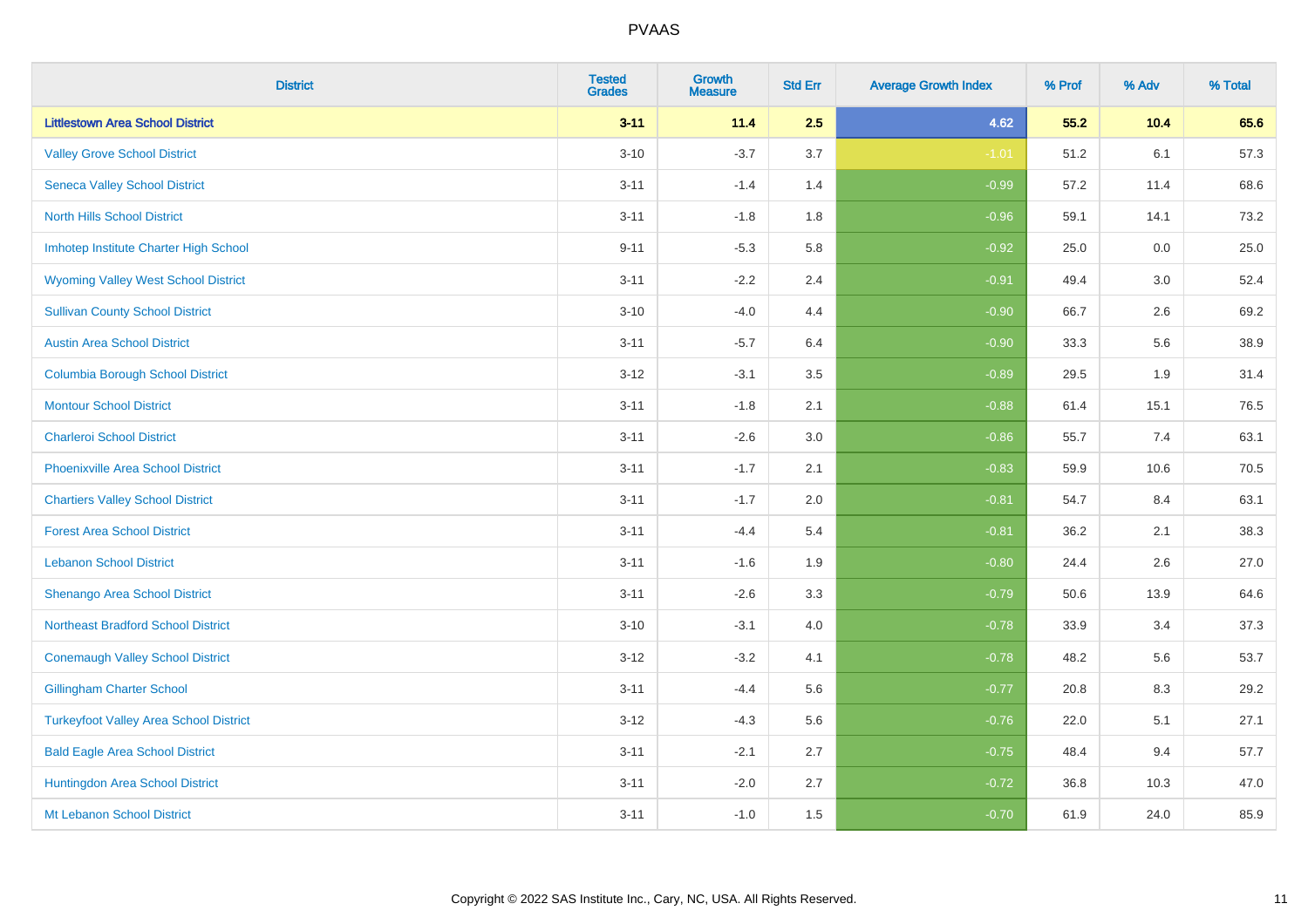| District | Tested Grades | Growth Measure | Std Err | Average Growth Index | % Prof | % Adv | % Total |
|---|---|---|---|---|---|---|---|
| **Littlestown Area School District** | **3-11** | **11.4** | **2.5** | **4.62** | **55.2** | **10.4** | **65.6** |
| Valley Grove School District | 3-10 | -3.7 | 3.7 | -1.01 | 51.2 | 6.1 | 57.3 |
| Seneca Valley School District | 3-11 | -1.4 | 1.4 | -0.99 | 57.2 | 11.4 | 68.6 |
| North Hills School District | 3-11 | -1.8 | 1.8 | -0.96 | 59.1 | 14.1 | 73.2 |
| Imhotep Institute Charter High School | 9-11 | -5.3 | 5.8 | -0.92 | 25.0 | 0.0 | 25.0 |
| Wyoming Valley West School District | 3-11 | -2.2 | 2.4 | -0.91 | 49.4 | 3.0 | 52.4 |
| Sullivan County School District | 3-10 | -4.0 | 4.4 | -0.90 | 66.7 | 2.6 | 69.2 |
| Austin Area School District | 3-11 | -5.7 | 6.4 | -0.90 | 33.3 | 5.6 | 38.9 |
| Columbia Borough School District | 3-12 | -3.1 | 3.5 | -0.89 | 29.5 | 1.9 | 31.4 |
| Montour School District | 3-11 | -1.8 | 2.1 | -0.88 | 61.4 | 15.1 | 76.5 |
| Charleroi School District | 3-11 | -2.6 | 3.0 | -0.86 | 55.7 | 7.4 | 63.1 |
| Phoenixville Area School District | 3-11 | -1.7 | 2.1 | -0.83 | 59.9 | 10.6 | 70.5 |
| Chartiers Valley School District | 3-11 | -1.7 | 2.0 | -0.81 | 54.7 | 8.4 | 63.1 |
| Forest Area School District | 3-11 | -4.4 | 5.4 | -0.81 | 36.2 | 2.1 | 38.3 |
| Lebanon School District | 3-11 | -1.6 | 1.9 | -0.80 | 24.4 | 2.6 | 27.0 |
| Shenango Area School District | 3-11 | -2.6 | 3.3 | -0.79 | 50.6 | 13.9 | 64.6 |
| Northeast Bradford School District | 3-10 | -3.1 | 4.0 | -0.78 | 33.9 | 3.4 | 37.3 |
| Conemaugh Valley School District | 3-12 | -3.2 | 4.1 | -0.78 | 48.2 | 5.6 | 53.7 |
| Gillingham Charter School | 3-11 | -4.4 | 5.6 | -0.77 | 20.8 | 8.3 | 29.2 |
| Turkeyfoot Valley Area School District | 3-12 | -4.3 | 5.6 | -0.76 | 22.0 | 5.1 | 27.1 |
| Bald Eagle Area School District | 3-11 | -2.1 | 2.7 | -0.75 | 48.4 | 9.4 | 57.7 |
| Huntingdon Area School District | 3-11 | -2.0 | 2.7 | -0.72 | 36.8 | 10.3 | 47.0 |
| Mt Lebanon School District | 3-11 | -1.0 | 1.5 | -0.70 | 61.9 | 24.0 | 85.9 |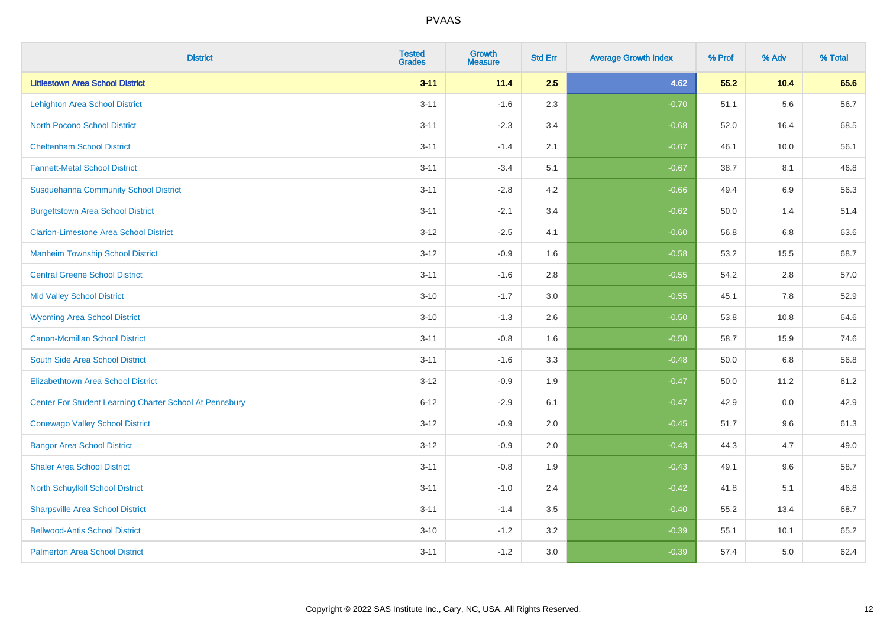# PVAAS

| District | Tested Grades | Growth Measure | Std Err | Average Growth Index | % Prof | % Adv | % Total |
|---|---|---|---|---|---|---|---|
| **Littlestown Area School District** | **3-11** | **11.4** | **2.5** | **4.62** | **55.2** | **10.4** | **65.6** |
| Lehighton Area School District | 3-11 | -1.6 | 2.3 | -0.70 | 51.1 | 5.6 | 56.7 |
| North Pocono School District | 3-11 | -2.3 | 3.4 | -0.68 | 52.0 | 16.4 | 68.5 |
| Cheltenham School District | 3-11 | -1.4 | 2.1 | -0.67 | 46.1 | 10.0 | 56.1 |
| Fannett-Metal School District | 3-11 | -3.4 | 5.1 | -0.67 | 38.7 | 8.1 | 46.8 |
| Susquehanna Community School District | 3-11 | -2.8 | 4.2 | -0.66 | 49.4 | 6.9 | 56.3 |
| Burgettstown Area School District | 3-11 | -2.1 | 3.4 | -0.62 | 50.0 | 1.4 | 51.4 |
| Clarion-Limestone Area School District | 3-12 | -2.5 | 4.1 | -0.60 | 56.8 | 6.8 | 63.6 |
| Manheim Township School District | 3-12 | -0.9 | 1.6 | -0.58 | 53.2 | 15.5 | 68.7 |
| Central Greene School District | 3-11 | -1.6 | 2.8 | -0.55 | 54.2 | 2.8 | 57.0 |
| Mid Valley School District | 3-10 | -1.7 | 3.0 | -0.55 | 45.1 | 7.8 | 52.9 |
| Wyoming Area School District | 3-10 | -1.3 | 2.6 | -0.50 | 53.8 | 10.8 | 64.6 |
| Canon-Mcmillan School District | 3-11 | -0.8 | 1.6 | -0.50 | 58.7 | 15.9 | 74.6 |
| South Side Area School District | 3-11 | -1.6 | 3.3 | -0.48 | 50.0 | 6.8 | 56.8 |
| Elizabethtown Area School District | 3-12 | -0.9 | 1.9 | -0.47 | 50.0 | 11.2 | 61.2 |
| Center For Student Learning Charter School At Pennsbury | 6-12 | -2.9 | 6.1 | -0.47 | 42.9 | 0.0 | 42.9 |
| Conewago Valley School District | 3-12 | -0.9 | 2.0 | -0.45 | 51.7 | 9.6 | 61.3 |
| Bangor Area School District | 3-12 | -0.9 | 2.0 | -0.43 | 44.3 | 4.7 | 49.0 |
| Shaler Area School District | 3-11 | -0.8 | 1.9 | -0.43 | 49.1 | 9.6 | 58.7 |
| North Schuylkill School District | 3-11 | -1.0 | 2.4 | -0.42 | 41.8 | 5.1 | 46.8 |
| Sharpsville Area School District | 3-11 | -1.4 | 3.5 | -0.40 | 55.2 | 13.4 | 68.7 |
| Bellwood-Antis School District | 3-10 | -1.2 | 3.2 | -0.39 | 55.1 | 10.1 | 65.2 |
| Palmerton Area School District | 3-11 | -1.2 | 3.0 | -0.39 | 57.4 | 5.0 | 62.4 |

Copyright © 2022 SAS Institute Inc., Cary, NC, USA. All Rights Reserved.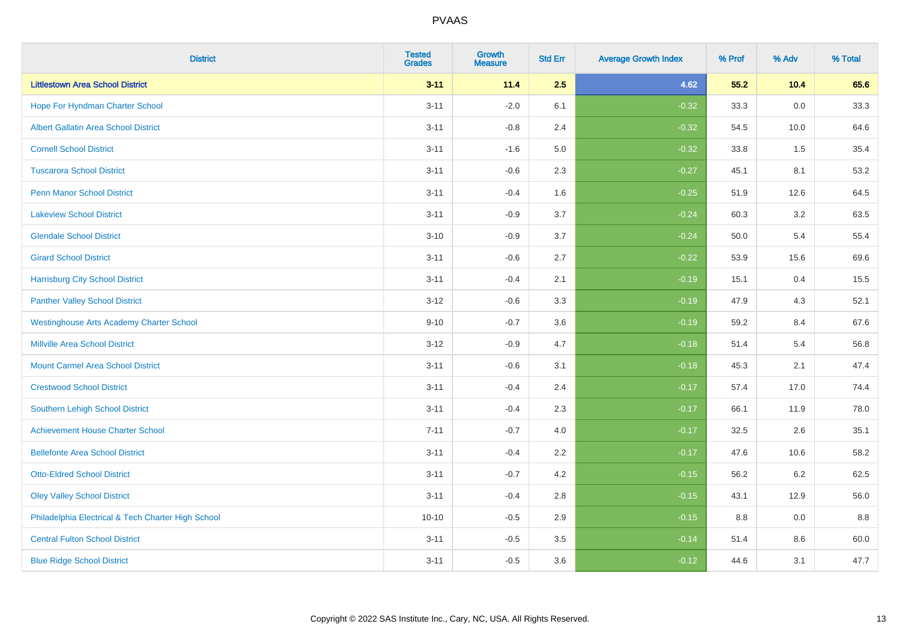| District | Tested Grades | Growth Measure | Std Err | Average Growth Index | % Prof | % Adv | % Total |
|---|---|---|---|---|---|---|---|
| **Littlestown Area School District** | **3-11** | **11.4** | **2.5** | **4.62** | **55.2** | **10.4** | **65.6** |
| Hope For Hyndman Charter School | 3-11 | -2.0 | 6.1 | -0.32 | 33.3 | 0.0 | 33.3 |
| Albert Gallatin Area School District | 3-11 | -0.8 | 2.4 | -0.32 | 54.5 | 10.0 | 64.6 |
| Cornell School District | 3-11 | -1.6 | 5.0 | -0.32 | 33.8 | 1.5 | 35.4 |
| Tuscarora School District | 3-11 | -0.6 | 2.3 | -0.27 | 45.1 | 8.1 | 53.2 |
| Penn Manor School District | 3-11 | -0.4 | 1.6 | -0.25 | 51.9 | 12.6 | 64.5 |
| Lakeview School District | 3-11 | -0.9 | 3.7 | -0.24 | 60.3 | 3.2 | 63.5 |
| Glendale School District | 3-10 | -0.9 | 3.7 | -0.24 | 50.0 | 5.4 | 55.4 |
| Girard School District | 3-11 | -0.6 | 2.7 | -0.22 | 53.9 | 15.6 | 69.6 |
| Harrisburg City School District | 3-11 | -0.4 | 2.1 | -0.19 | 15.1 | 0.4 | 15.5 |
| Panther Valley School District | 3-12 | -0.6 | 3.3 | -0.19 | 47.9 | 4.3 | 52.1 |
| Westinghouse Arts Academy Charter School | 9-10 | -0.7 | 3.6 | -0.19 | 59.2 | 8.4 | 67.6 |
| Millville Area School District | 3-12 | -0.9 | 4.7 | -0.18 | 51.4 | 5.4 | 56.8 |
| Mount Carmel Area School District | 3-11 | -0.6 | 3.1 | -0.18 | 45.3 | 2.1 | 47.4 |
| Crestwood School District | 3-11 | -0.4 | 2.4 | -0.17 | 57.4 | 17.0 | 74.4 |
| Southern Lehigh School District | 3-11 | -0.4 | 2.3 | -0.17 | 66.1 | 11.9 | 78.0 |
| Achievement House Charter School | 7-11 | -0.7 | 4.0 | -0.17 | 32.5 | 2.6 | 35.1 |
| Bellefonte Area School District | 3-11 | -0.4 | 2.2 | -0.17 | 47.6 | 10.6 | 58.2 |
| Otto-Eldred School District | 3-11 | -0.7 | 4.2 | -0.15 | 56.2 | 6.2 | 62.5 |
| Oley Valley School District | 3-11 | -0.4 | 2.8 | -0.15 | 43.1 | 12.9 | 56.0 |
| Philadelphia Electrical & Tech Charter High School | 10-10 | -0.5 | 2.9 | -0.15 | 8.8 | 0.0 | 8.8 |
| Central Fulton School District | 3-11 | -0.5 | 3.5 | -0.14 | 51.4 | 8.6 | 60.0 |
| Blue Ridge School District | 3-11 | -0.5 | 3.6 | -0.12 | 44.6 | 3.1 | 47.7 |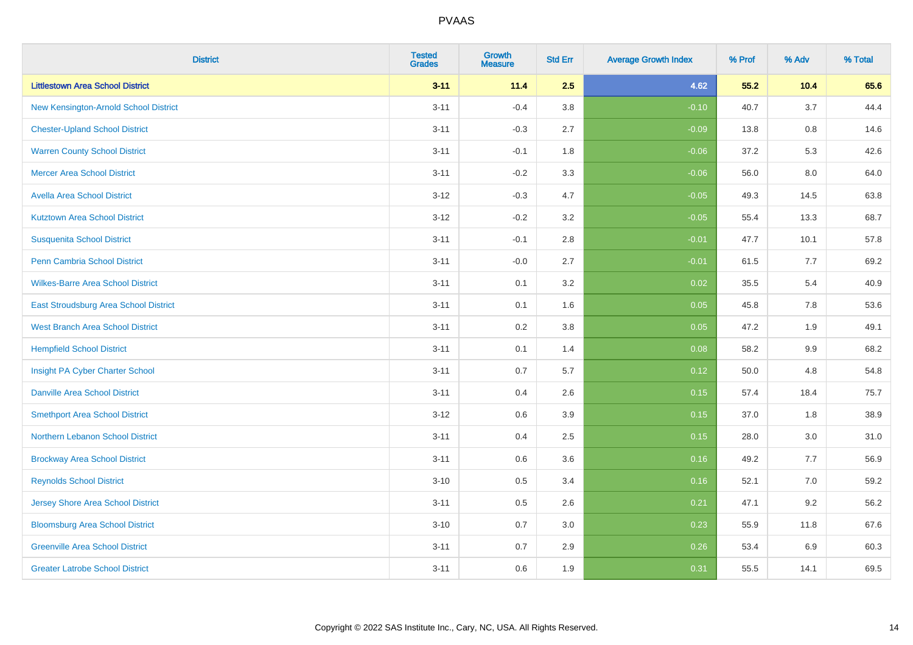| District | Tested Grades | Growth Measure | Std Err | Average Growth Index | % Prof | % Adv | % Total |
|---|---|---|---|---|---|---|---|
| **Littlestown Area School District** | **3-11** | **11.4** | **2.5** | **4.62** | **55.2** | **10.4** | **65.6** |
| New Kensington-Arnold School District | 3-11 | -0.4 | 3.8 | -0.10 | 40.7 | 3.7 | 44.4 |
| Chester-Upland School District | 3-11 | -0.3 | 2.7 | -0.09 | 13.8 | 0.8 | 14.6 |
| Warren County School District | 3-11 | -0.1 | 1.8 | -0.06 | 37.2 | 5.3 | 42.6 |
| Mercer Area School District | 3-11 | -0.2 | 3.3 | -0.06 | 56.0 | 8.0 | 64.0 |
| Avella Area School District | 3-12 | -0.3 | 4.7 | -0.05 | 49.3 | 14.5 | 63.8 |
| Kutztown Area School District | 3-12 | -0.2 | 3.2 | -0.05 | 55.4 | 13.3 | 68.7 |
| Susquenita School District | 3-11 | -0.1 | 2.8 | -0.01 | 47.7 | 10.1 | 57.8 |
| Penn Cambria School District | 3-11 | -0.0 | 2.7 | -0.01 | 61.5 | 7.7 | 69.2 |
| Wilkes-Barre Area School District | 3-11 | 0.1 | 3.2 | 0.02 | 35.5 | 5.4 | 40.9 |
| East Stroudsburg Area School District | 3-11 | 0.1 | 1.6 | 0.05 | 45.8 | 7.8 | 53.6 |
| West Branch Area School District | 3-11 | 0.2 | 3.8 | 0.05 | 47.2 | 1.9 | 49.1 |
| Hempfield School District | 3-11 | 0.1 | 1.4 | 0.08 | 58.2 | 9.9 | 68.2 |
| Insight PA Cyber Charter School | 3-11 | 0.7 | 5.7 | 0.12 | 50.0 | 4.8 | 54.8 |
| Danville Area School District | 3-11 | 0.4 | 2.6 | 0.15 | 57.4 | 18.4 | 75.7 |
| Smethport Area School District | 3-12 | 0.6 | 3.9 | 0.15 | 37.0 | 1.8 | 38.9 |
| Northern Lebanon School District | 3-11 | 0.4 | 2.5 | 0.15 | 28.0 | 3.0 | 31.0 |
| Brockway Area School District | 3-11 | 0.6 | 3.6 | 0.16 | 49.2 | 7.7 | 56.9 |
| Reynolds School District | 3-10 | 0.5 | 3.4 | 0.16 | 52.1 | 7.0 | 59.2 |
| Jersey Shore Area School District | 3-11 | 0.5 | 2.6 | 0.21 | 47.1 | 9.2 | 56.2 |
| Bloomsburg Area School District | 3-10 | 0.7 | 3.0 | 0.23 | 55.9 | 11.8 | 67.6 |
| Greenville Area School District | 3-11 | 0.7 | 2.9 | 0.26 | 53.4 | 6.9 | 60.3 |
| Greater Latrobe School District | 3-11 | 0.6 | 1.9 | 0.31 | 55.5 | 14.1 | 69.5 |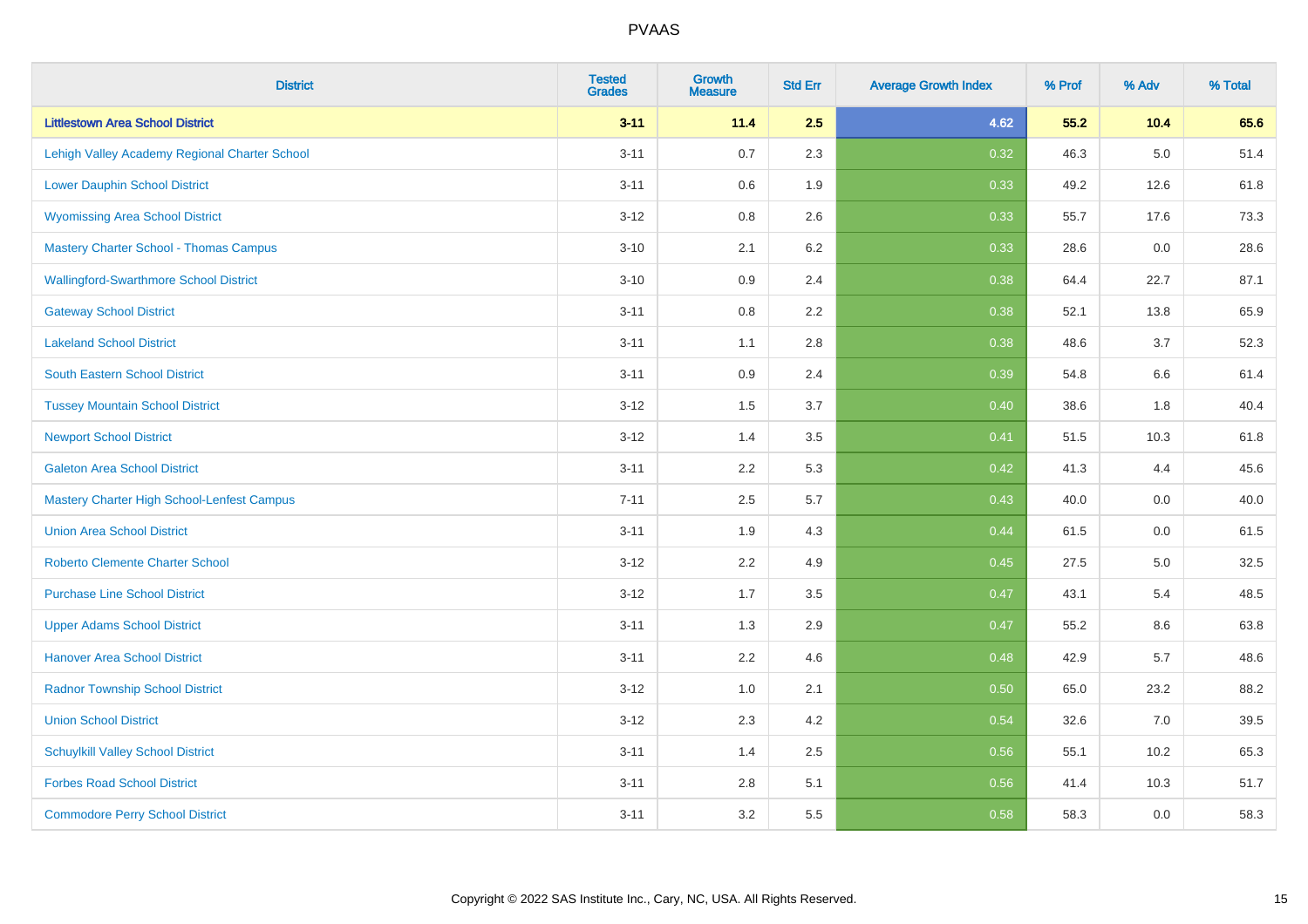| District | Tested Grades | Growth Measure | Std Err | Average Growth Index | % Prof | % Adv | % Total |
|---|---|---|---|---|---|---|---|
| **Littlestown Area School District** | **3-11** | **11.4** | **2.5** | **4.62** | **55.2** | **10.4** | **65.6** |
| Lehigh Valley Academy Regional Charter School | 3-11 | 0.7 | 2.3 | 0.32 | 46.3 | 5.0 | 51.4 |
| Lower Dauphin School District | 3-11 | 0.6 | 1.9 | 0.33 | 49.2 | 12.6 | 61.8 |
| Wyomissing Area School District | 3-12 | 0.8 | 2.6 | 0.33 | 55.7 | 17.6 | 73.3 |
| Mastery Charter School - Thomas Campus | 3-10 | 2.1 | 6.2 | 0.33 | 28.6 | 0.0 | 28.6 |
| Wallingford-Swarthmore School District | 3-10 | 0.9 | 2.4 | 0.38 | 64.4 | 22.7 | 87.1 |
| Gateway School District | 3-11 | 0.8 | 2.2 | 0.38 | 52.1 | 13.8 | 65.9 |
| Lakeland School District | 3-11 | 1.1 | 2.8 | 0.38 | 48.6 | 3.7 | 52.3 |
| South Eastern School District | 3-11 | 0.9 | 2.4 | 0.39 | 54.8 | 6.6 | 61.4 |
| Tussey Mountain School District | 3-12 | 1.5 | 3.7 | 0.40 | 38.6 | 1.8 | 40.4 |
| Newport School District | 3-12 | 1.4 | 3.5 | 0.41 | 51.5 | 10.3 | 61.8 |
| Galeton Area School District | 3-11 | 2.2 | 5.3 | 0.42 | 41.3 | 4.4 | 45.6 |
| Mastery Charter High School-Lenfest Campus | 7-11 | 2.5 | 5.7 | 0.43 | 40.0 | 0.0 | 40.0 |
| Union Area School District | 3-11 | 1.9 | 4.3 | 0.44 | 61.5 | 0.0 | 61.5 |
| Roberto Clemente Charter School | 3-12 | 2.2 | 4.9 | 0.45 | 27.5 | 5.0 | 32.5 |
| Purchase Line School District | 3-12 | 1.7 | 3.5 | 0.47 | 43.1 | 5.4 | 48.5 |
| Upper Adams School District | 3-11 | 1.3 | 2.9 | 0.47 | 55.2 | 8.6 | 63.8 |
| Hanover Area School District | 3-11 | 2.2 | 4.6 | 0.48 | 42.9 | 5.7 | 48.6 |
| Radnor Township School District | 3-12 | 1.0 | 2.1 | 0.50 | 65.0 | 23.2 | 88.2 |
| Union School District | 3-12 | 2.3 | 4.2 | 0.54 | 32.6 | 7.0 | 39.5 |
| Schuylkill Valley School District | 3-11 | 1.4 | 2.5 | 0.56 | 55.1 | 10.2 | 65.3 |
| Forbes Road School District | 3-11 | 2.8 | 5.1 | 0.56 | 41.4 | 10.3 | 51.7 |
| Commodore Perry School District | 3-11 | 3.2 | 5.5 | 0.58 | 58.3 | 0.0 | 58.3 |

Copyright © 2022 SAS Institute Inc., Cary, NC, USA. All Rights Reserved.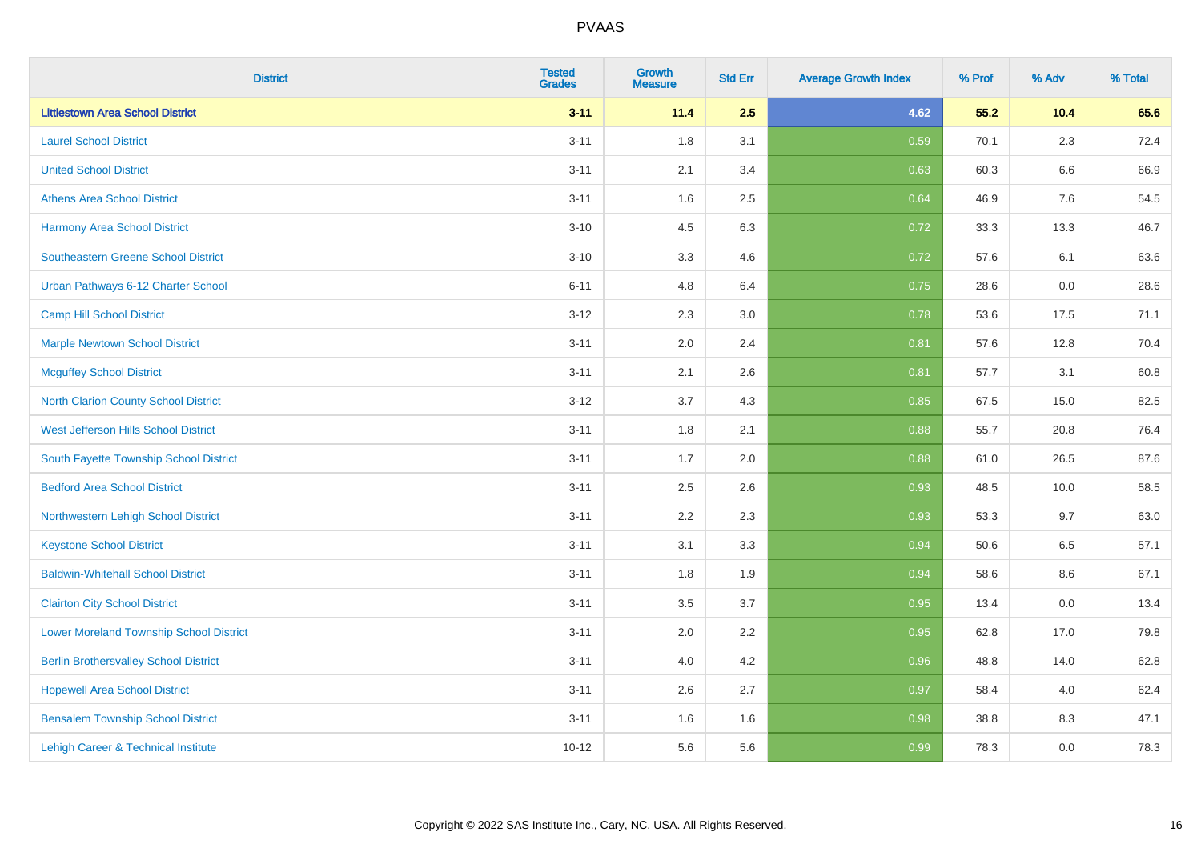# PVAAS

| District | Tested Grades | Growth Measure | Std Err | Average Growth Index | % Prof | % Adv | % Total |
|---|---|---|---|---|---|---|---|
| **Littlestown Area School District** | **3-11** | **11.4** | **2.5** | **4.62** | **55.2** | **10.4** | **65.6** |
| Laurel School District | 3-11 | 1.8 | 3.1 | 0.59 | 70.1 | 2.3 | 72.4 |
| United School District | 3-11 | 2.1 | 3.4 | 0.63 | 60.3 | 6.6 | 66.9 |
| Athens Area School District | 3-11 | 1.6 | 2.5 | 0.64 | 46.9 | 7.6 | 54.5 |
| Harmony Area School District | 3-10 | 4.5 | 6.3 | 0.72 | 33.3 | 13.3 | 46.7 |
| Southeastern Greene School District | 3-10 | 3.3 | 4.6 | 0.72 | 57.6 | 6.1 | 63.6 |
| Urban Pathways 6-12 Charter School | 6-11 | 4.8 | 6.4 | 0.75 | 28.6 | 0.0 | 28.6 |
| Camp Hill School District | 3-12 | 2.3 | 3.0 | 0.78 | 53.6 | 17.5 | 71.1 |
| Marple Newtown School District | 3-11 | 2.0 | 2.4 | 0.81 | 57.6 | 12.8 | 70.4 |
| Mcguffey School District | 3-11 | 2.1 | 2.6 | 0.81 | 57.7 | 3.1 | 60.8 |
| North Clarion County School District | 3-12 | 3.7 | 4.3 | 0.85 | 67.5 | 15.0 | 82.5 |
| West Jefferson Hills School District | 3-11 | 1.8 | 2.1 | 0.88 | 55.7 | 20.8 | 76.4 |
| South Fayette Township School District | 3-11 | 1.7 | 2.0 | 0.88 | 61.0 | 26.5 | 87.6 |
| Bedford Area School District | 3-11 | 2.5 | 2.6 | 0.93 | 48.5 | 10.0 | 58.5 |
| Northwestern Lehigh School District | 3-11 | 2.2 | 2.3 | 0.93 | 53.3 | 9.7 | 63.0 |
| Keystone School District | 3-11 | 3.1 | 3.3 | 0.94 | 50.6 | 6.5 | 57.1 |
| Baldwin-Whitehall School District | 3-11 | 1.8 | 1.9 | 0.94 | 58.6 | 8.6 | 67.1 |
| Clairton City School District | 3-11 | 3.5 | 3.7 | 0.95 | 13.4 | 0.0 | 13.4 |
| Lower Moreland Township School District | 3-11 | 2.0 | 2.2 | 0.95 | 62.8 | 17.0 | 79.8 |
| Berlin Brothersvalley School District | 3-11 | 4.0 | 4.2 | 0.96 | 48.8 | 14.0 | 62.8 |
| Hopewell Area School District | 3-11 | 2.6 | 2.7 | 0.97 | 58.4 | 4.0 | 62.4 |
| Bensalem Township School District | 3-11 | 1.6 | 1.6 | 0.98 | 38.8 | 8.3 | 47.1 |
| Lehigh Career & Technical Institute | 10-12 | 5.6 | 5.6 | 0.99 | 78.3 | 0.0 | 78.3 |

Copyright © 2022 SAS Institute Inc., Cary, NC, USA. All Rights Reserved.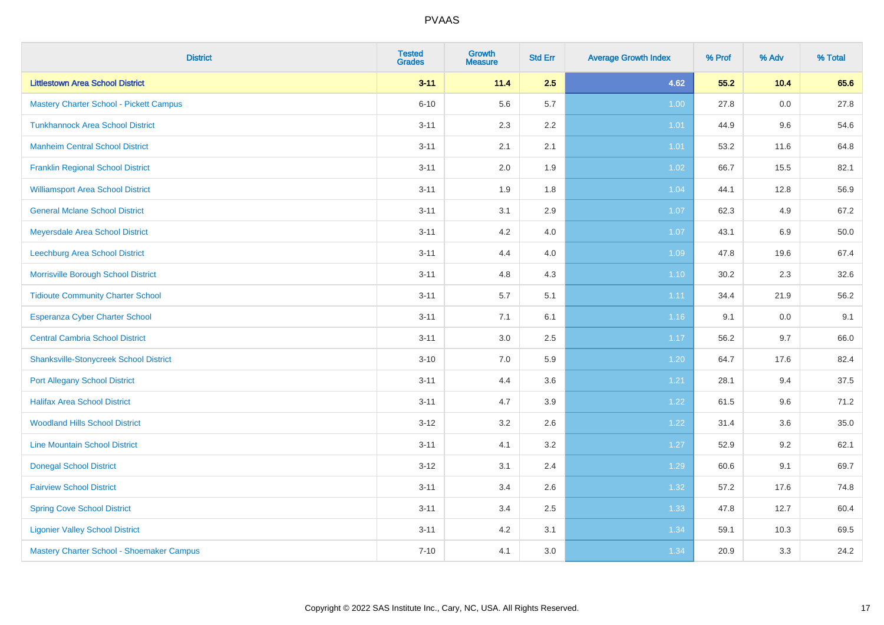PVAAS

| District | Tested Grades | Growth Measure | Std Err | Average Growth Index | % Prof | % Adv | % Total |
|---|---|---|---|---|---|---|---|
| **Littlestown Area School District** | **3-11** | **11.4** | **2.5** | **4.62** | **55.2** | **10.4** | **65.6** |
| Mastery Charter School - Pickett Campus | 6-10 | 5.6 | 5.7 | 1.00 | 27.8 | 0.0 | 27.8 |
| Tunkhannock Area School District | 3-11 | 2.3 | 2.2 | 1.01 | 44.9 | 9.6 | 54.6 |
| Manheim Central School District | 3-11 | 2.1 | 2.1 | 1.01 | 53.2 | 11.6 | 64.8 |
| Franklin Regional School District | 3-11 | 2.0 | 1.9 | 1.02 | 66.7 | 15.5 | 82.1 |
| Williamsport Area School District | 3-11 | 1.9 | 1.8 | 1.04 | 44.1 | 12.8 | 56.9 |
| General Mclane School District | 3-11 | 3.1 | 2.9 | 1.07 | 62.3 | 4.9 | 67.2 |
| Meyersdale Area School District | 3-11 | 4.2 | 4.0 | 1.07 | 43.1 | 6.9 | 50.0 |
| Leechburg Area School District | 3-11 | 4.4 | 4.0 | 1.09 | 47.8 | 19.6 | 67.4 |
| Morrisville Borough School District | 3-11 | 4.8 | 4.3 | 1.10 | 30.2 | 2.3 | 32.6 |
| Tidioute Community Charter School | 3-11 | 5.7 | 5.1 | 1.11 | 34.4 | 21.9 | 56.2 |
| Esperanza Cyber Charter School | 3-11 | 7.1 | 6.1 | 1.16 | 9.1 | 0.0 | 9.1 |
| Central Cambria School District | 3-11 | 3.0 | 2.5 | 1.17 | 56.2 | 9.7 | 66.0 |
| Shanksville-Stonycreek School District | 3-10 | 7.0 | 5.9 | 1.20 | 64.7 | 17.6 | 82.4 |
| Port Allegany School District | 3-11 | 4.4 | 3.6 | 1.21 | 28.1 | 9.4 | 37.5 |
| Halifax Area School District | 3-11 | 4.7 | 3.9 | 1.22 | 61.5 | 9.6 | 71.2 |
| Woodland Hills School District | 3-12 | 3.2 | 2.6 | 1.22 | 31.4 | 3.6 | 35.0 |
| Line Mountain School District | 3-11 | 4.1 | 3.2 | 1.27 | 52.9 | 9.2 | 62.1 |
| Donegal School District | 3-12 | 3.1 | 2.4 | 1.29 | 60.6 | 9.1 | 69.7 |
| Fairview School District | 3-11 | 3.4 | 2.6 | 1.32 | 57.2 | 17.6 | 74.8 |
| Spring Cove School District | 3-11 | 3.4 | 2.5 | 1.33 | 47.8 | 12.7 | 60.4 |
| Ligonier Valley School District | 3-11 | 4.2 | 3.1 | 1.34 | 59.1 | 10.3 | 69.5 |
| Mastery Charter School - Shoemaker Campus | 7-10 | 4.1 | 3.0 | 1.34 | 20.9 | 3.3 | 24.2 |

Copyright © 2022 SAS Institute Inc., Cary, NC, USA. All Rights Reserved.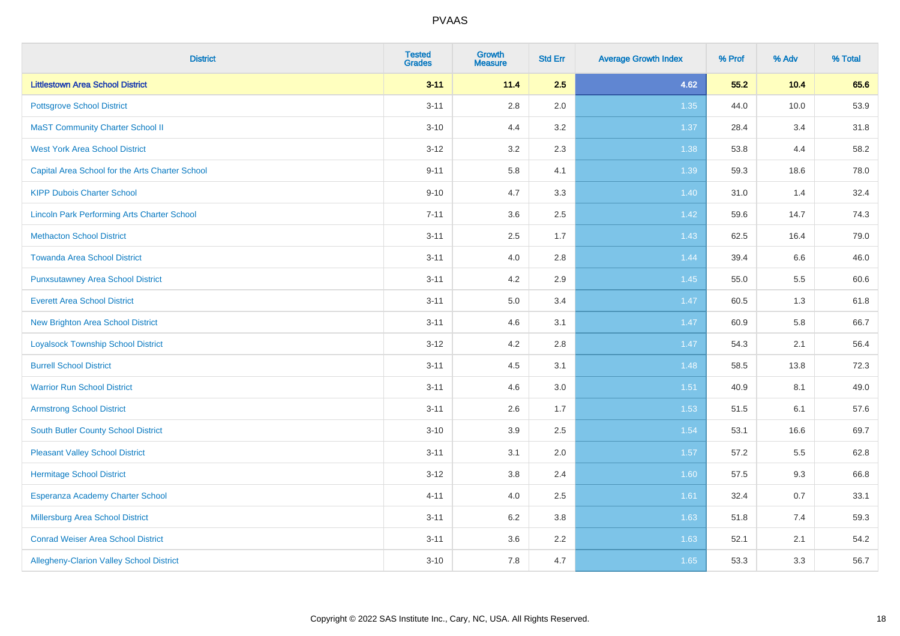| District | Tested Grades | Growth Measure | Std Err | Average Growth Index | % Prof | % Adv | % Total |
|---|---|---|---|---|---|---|---|
| **Littlestown Area School District** | **3-11** | **11.4** | **2.5** | **4.62** | **55.2** | **10.4** | **65.6** |
| Pottsgrove School District | 3-11 | 2.8 | 2.0 | 1.35 | 44.0 | 10.0 | 53.9 |
| MaST Community Charter School II | 3-10 | 4.4 | 3.2 | 1.37 | 28.4 | 3.4 | 31.8 |
| West York Area School District | 3-12 | 3.2 | 2.3 | 1.38 | 53.8 | 4.4 | 58.2 |
| Capital Area School for the Arts Charter School | 9-11 | 5.8 | 4.1 | 1.39 | 59.3 | 18.6 | 78.0 |
| KIPP Dubois Charter School | 9-10 | 4.7 | 3.3 | 1.40 | 31.0 | 1.4 | 32.4 |
| Lincoln Park Performing Arts Charter School | 7-11 | 3.6 | 2.5 | 1.42 | 59.6 | 14.7 | 74.3 |
| Methacton School District | 3-11 | 2.5 | 1.7 | 1.43 | 62.5 | 16.4 | 79.0 |
| Towanda Area School District | 3-11 | 4.0 | 2.8 | 1.44 | 39.4 | 6.6 | 46.0 |
| Punxsutawney Area School District | 3-11 | 4.2 | 2.9 | 1.45 | 55.0 | 5.5 | 60.6 |
| Everett Area School District | 3-11 | 5.0 | 3.4 | 1.47 | 60.5 | 1.3 | 61.8 |
| New Brighton Area School District | 3-11 | 4.6 | 3.1 | 1.47 | 60.9 | 5.8 | 66.7 |
| Loyalsock Township School District | 3-12 | 4.2 | 2.8 | 1.47 | 54.3 | 2.1 | 56.4 |
| Burrell School District | 3-11 | 4.5 | 3.1 | 1.48 | 58.5 | 13.8 | 72.3 |
| Warrior Run School District | 3-11 | 4.6 | 3.0 | 1.51 | 40.9 | 8.1 | 49.0 |
| Armstrong School District | 3-11 | 2.6 | 1.7 | 1.53 | 51.5 | 6.1 | 57.6 |
| South Butler County School District | 3-10 | 3.9 | 2.5 | 1.54 | 53.1 | 16.6 | 69.7 |
| Pleasant Valley School District | 3-11 | 3.1 | 2.0 | 1.57 | 57.2 | 5.5 | 62.8 |
| Hermitage School District | 3-12 | 3.8 | 2.4 | 1.60 | 57.5 | 9.3 | 66.8 |
| Esperanza Academy Charter School | 4-11 | 4.0 | 2.5 | 1.61 | 32.4 | 0.7 | 33.1 |
| Millersburg Area School District | 3-11 | 6.2 | 3.8 | 1.63 | 51.8 | 7.4 | 59.3 |
| Conrad Weiser Area School District | 3-11 | 3.6 | 2.2 | 1.63 | 52.1 | 2.1 | 54.2 |
| Allegheny-Clarion Valley School District | 3-10 | 7.8 | 4.7 | 1.65 | 53.3 | 3.3 | 56.7 |

Copyright © 2022 SAS Institute Inc., Cary, NC, USA. All Rights Reserved.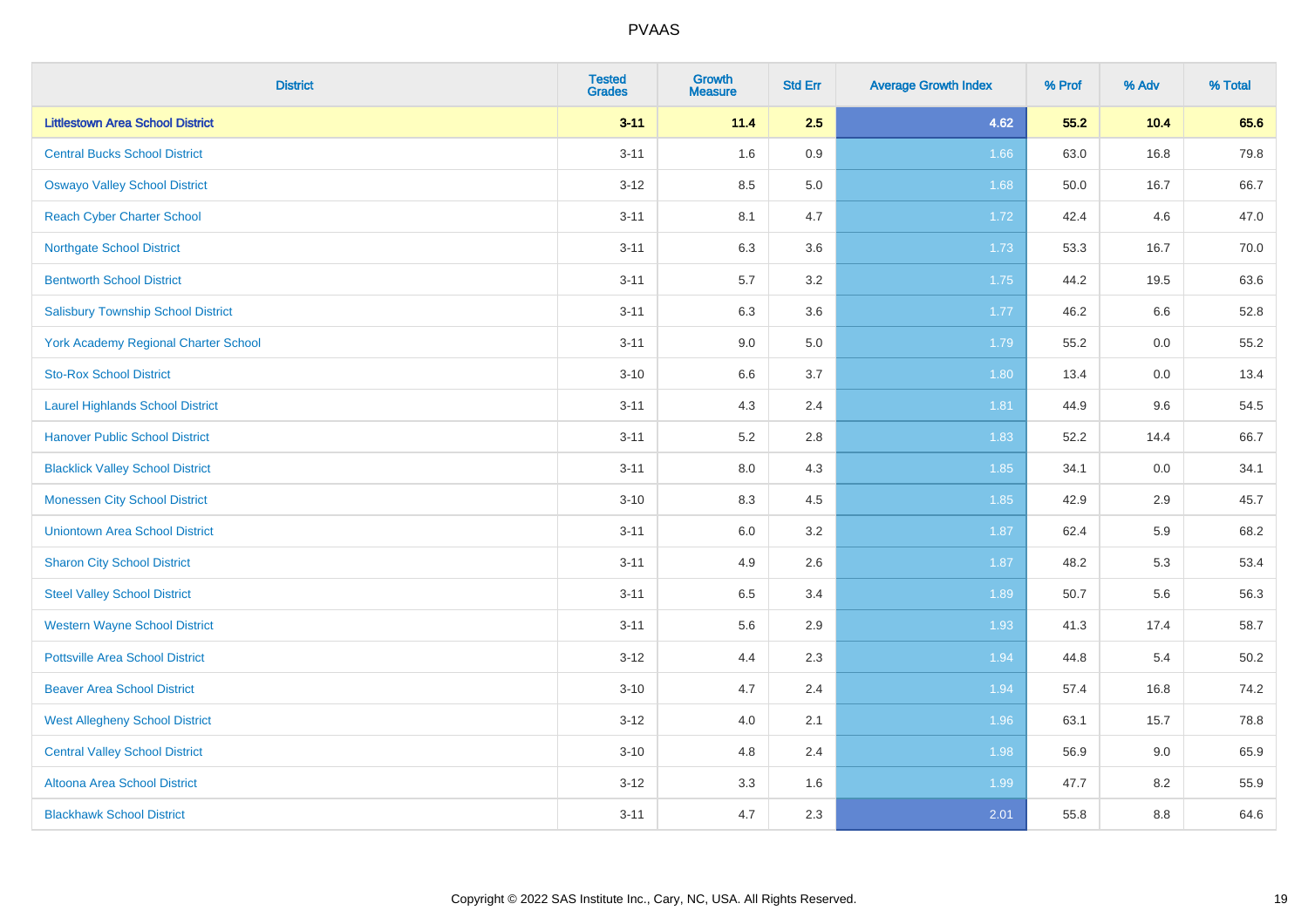# PVAAS

| District | Tested Grades | Growth Measure | Std Err | Average Growth Index | % Prof | % Adv | % Total |
|---|---|---|---|---|---|---|---|
| **Littlestown Area School District** | **3-11** | **11.4** | **2.5** | **4.62** | **55.2** | **10.4** | **65.6** |
| Central Bucks School District | 3-11 | 1.6 | 0.9 | 1.66 | 63.0 | 16.8 | 79.8 |
| Oswayo Valley School District | 3-12 | 8.5 | 5.0 | 1.68 | 50.0 | 16.7 | 66.7 |
| Reach Cyber Charter School | 3-11 | 8.1 | 4.7 | 1.72 | 42.4 | 4.6 | 47.0 |
| Northgate School District | 3-11 | 6.3 | 3.6 | 1.73 | 53.3 | 16.7 | 70.0 |
| Bentworth School District | 3-11 | 5.7 | 3.2 | 1.75 | 44.2 | 19.5 | 63.6 |
| Salisbury Township School District | 3-11 | 6.3 | 3.6 | 1.77 | 46.2 | 6.6 | 52.8 |
| York Academy Regional Charter School | 3-11 | 9.0 | 5.0 | 1.79 | 55.2 | 0.0 | 55.2 |
| Sto-Rox School District | 3-10 | 6.6 | 3.7 | 1.80 | 13.4 | 0.0 | 13.4 |
| Laurel Highlands School District | 3-11 | 4.3 | 2.4 | 1.81 | 44.9 | 9.6 | 54.5 |
| Hanover Public School District | 3-11 | 5.2 | 2.8 | 1.83 | 52.2 | 14.4 | 66.7 |
| Blacklick Valley School District | 3-11 | 8.0 | 4.3 | 1.85 | 34.1 | 0.0 | 34.1 |
| Monessen City School District | 3-10 | 8.3 | 4.5 | 1.85 | 42.9 | 2.9 | 45.7 |
| Uniontown Area School District | 3-11 | 6.0 | 3.2 | 1.87 | 62.4 | 5.9 | 68.2 |
| Sharon City School District | 3-11 | 4.9 | 2.6 | 1.87 | 48.2 | 5.3 | 53.4 |
| Steel Valley School District | 3-11 | 6.5 | 3.4 | 1.89 | 50.7 | 5.6 | 56.3 |
| Western Wayne School District | 3-11 | 5.6 | 2.9 | 1.93 | 41.3 | 17.4 | 58.7 |
| Pottsville Area School District | 3-12 | 4.4 | 2.3 | 1.94 | 44.8 | 5.4 | 50.2 |
| Beaver Area School District | 3-10 | 4.7 | 2.4 | 1.94 | 57.4 | 16.8 | 74.2 |
| West Allegheny School District | 3-12 | 4.0 | 2.1 | 1.96 | 63.1 | 15.7 | 78.8 |
| Central Valley School District | 3-10 | 4.8 | 2.4 | 1.98 | 56.9 | 9.0 | 65.9 |
| Altoona Area School District | 3-12 | 3.3 | 1.6 | 1.99 | 47.7 | 8.2 | 55.9 |
| Blackhawk School District | 3-11 | 4.7 | 2.3 | 2.01 | 55.8 | 8.8 | 64.6 |

Copyright © 2022 SAS Institute Inc., Cary, NC, USA. All Rights Reserved.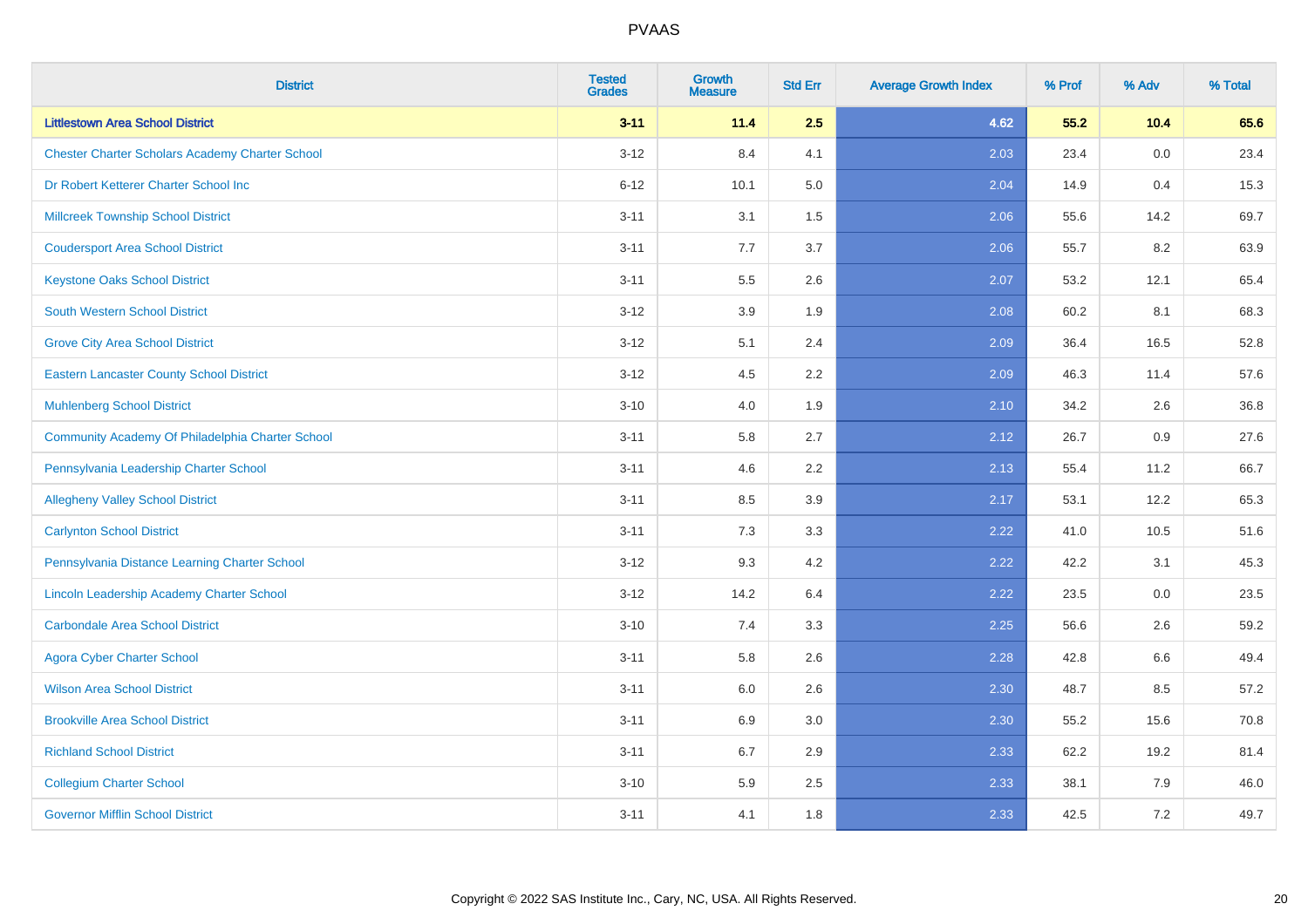| District | Tested Grades | Growth Measure | Std Err | Average Growth Index | % Prof | % Adv | % Total |
|---|---|---|---|---|---|---|---|
| **Littlestown Area School District** | **3-11** | **11.4** | **2.5** | **4.62** | **55.2** | **10.4** | **65.6** |
| Chester Charter Scholars Academy Charter School | 3-12 | 8.4 | 4.1 | 2.03 | 23.4 | 0.0 | 23.4 |
| Dr Robert Ketterer Charter School Inc | 6-12 | 10.1 | 5.0 | 2.04 | 14.9 | 0.4 | 15.3 |
| Millcreek Township School District | 3-11 | 3.1 | 1.5 | 2.06 | 55.6 | 14.2 | 69.7 |
| Coudersport Area School District | 3-11 | 7.7 | 3.7 | 2.06 | 55.7 | 8.2 | 63.9 |
| Keystone Oaks School District | 3-11 | 5.5 | 2.6 | 2.07 | 53.2 | 12.1 | 65.4 |
| South Western School District | 3-12 | 3.9 | 1.9 | 2.08 | 60.2 | 8.1 | 68.3 |
| Grove City Area School District | 3-12 | 5.1 | 2.4 | 2.09 | 36.4 | 16.5 | 52.8 |
| Eastern Lancaster County School District | 3-12 | 4.5 | 2.2 | 2.09 | 46.3 | 11.4 | 57.6 |
| Muhlenberg School District | 3-10 | 4.0 | 1.9 | 2.10 | 34.2 | 2.6 | 36.8 |
| Community Academy Of Philadelphia Charter School | 3-11 | 5.8 | 2.7 | 2.12 | 26.7 | 0.9 | 27.6 |
| Pennsylvania Leadership Charter School | 3-11 | 4.6 | 2.2 | 2.13 | 55.4 | 11.2 | 66.7 |
| Allegheny Valley School District | 3-11 | 8.5 | 3.9 | 2.17 | 53.1 | 12.2 | 65.3 |
| Carlynton School District | 3-11 | 7.3 | 3.3 | 2.22 | 41.0 | 10.5 | 51.6 |
| Pennsylvania Distance Learning Charter School | 3-12 | 9.3 | 4.2 | 2.22 | 42.2 | 3.1 | 45.3 |
| Lincoln Leadership Academy Charter School | 3-12 | 14.2 | 6.4 | 2.22 | 23.5 | 0.0 | 23.5 |
| Carbondale Area School District | 3-10 | 7.4 | 3.3 | 2.25 | 56.6 | 2.6 | 59.2 |
| Agora Cyber Charter School | 3-11 | 5.8 | 2.6 | 2.28 | 42.8 | 6.6 | 49.4 |
| Wilson Area School District | 3-11 | 6.0 | 2.6 | 2.30 | 48.7 | 8.5 | 57.2 |
| Brookville Area School District | 3-11 | 6.9 | 3.0 | 2.30 | 55.2 | 15.6 | 70.8 |
| Richland School District | 3-11 | 6.7 | 2.9 | 2.33 | 62.2 | 19.2 | 81.4 |
| Collegium Charter School | 3-10 | 5.9 | 2.5 | 2.33 | 38.1 | 7.9 | 46.0 |
| Governor Mifflin School District | 3-11 | 4.1 | 1.8 | 2.33 | 42.5 | 7.2 | 49.7 |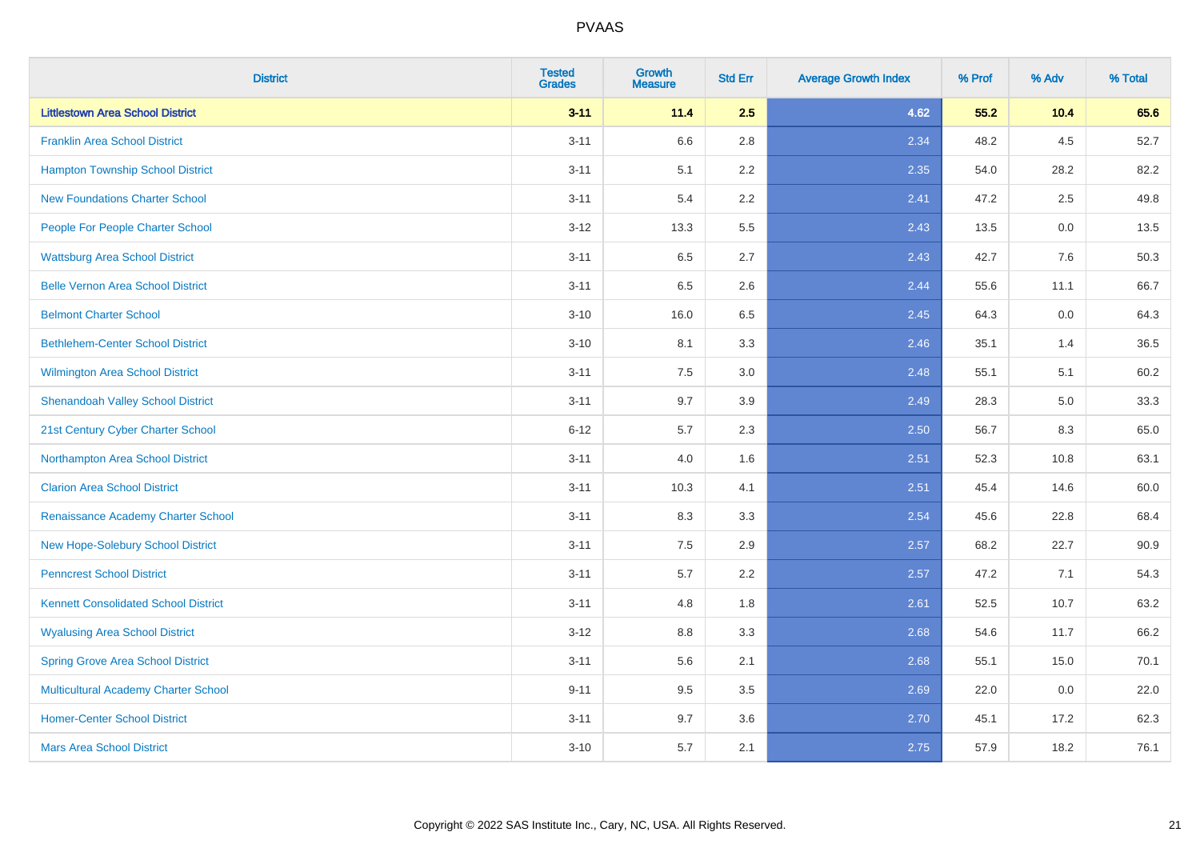# PVAAS

| District | Tested Grades | Growth Measure | Std Err | Average Growth Index | % Prof | % Adv | % Total |
|---|---|---|---|---|---|---|---|
| **Littlestown Area School District** | **3-11** | **11.4** | **2.5** | **4.62** | **55.2** | **10.4** | **65.6** |
| Franklin Area School District | 3-11 | 6.6 | 2.8 | 2.34 | 48.2 | 4.5 | 52.7 |
| Hampton Township School District | 3-11 | 5.1 | 2.2 | 2.35 | 54.0 | 28.2 | 82.2 |
| New Foundations Charter School | 3-11 | 5.4 | 2.2 | 2.41 | 47.2 | 2.5 | 49.8 |
| People For People Charter School | 3-12 | 13.3 | 5.5 | 2.43 | 13.5 | 0.0 | 13.5 |
| Wattsburg Area School District | 3-11 | 6.5 | 2.7 | 2.43 | 42.7 | 7.6 | 50.3 |
| Belle Vernon Area School District | 3-11 | 6.5 | 2.6 | 2.44 | 55.6 | 11.1 | 66.7 |
| Belmont Charter School | 3-10 | 16.0 | 6.5 | 2.45 | 64.3 | 0.0 | 64.3 |
| Bethlehem-Center School District | 3-10 | 8.1 | 3.3 | 2.46 | 35.1 | 1.4 | 36.5 |
| Wilmington Area School District | 3-11 | 7.5 | 3.0 | 2.48 | 55.1 | 5.1 | 60.2 |
| Shenandoah Valley School District | 3-11 | 9.7 | 3.9 | 2.49 | 28.3 | 5.0 | 33.3 |
| 21st Century Cyber Charter School | 6-12 | 5.7 | 2.3 | 2.50 | 56.7 | 8.3 | 65.0 |
| Northampton Area School District | 3-11 | 4.0 | 1.6 | 2.51 | 52.3 | 10.8 | 63.1 |
| Clarion Area School District | 3-11 | 10.3 | 4.1 | 2.51 | 45.4 | 14.6 | 60.0 |
| Renaissance Academy Charter School | 3-11 | 8.3 | 3.3 | 2.54 | 45.6 | 22.8 | 68.4 |
| New Hope-Solebury School District | 3-11 | 7.5 | 2.9 | 2.57 | 68.2 | 22.7 | 90.9 |
| Penncrest School District | 3-11 | 5.7 | 2.2 | 2.57 | 47.2 | 7.1 | 54.3 |
| Kennett Consolidated School District | 3-11 | 4.8 | 1.8 | 2.61 | 52.5 | 10.7 | 63.2 |
| Wyalusing Area School District | 3-12 | 8.8 | 3.3 | 2.68 | 54.6 | 11.7 | 66.2 |
| Spring Grove Area School District | 3-11 | 5.6 | 2.1 | 2.68 | 55.1 | 15.0 | 70.1 |
| Multicultural Academy Charter School | 9-11 | 9.5 | 3.5 | 2.69 | 22.0 | 0.0 | 22.0 |
| Homer-Center School District | 3-11 | 9.7 | 3.6 | 2.70 | 45.1 | 17.2 | 62.3 |
| Mars Area School District | 3-10 | 5.7 | 2.1 | 2.75 | 57.9 | 18.2 | 76.1 |

Copyright © 2022 SAS Institute Inc., Cary, NC, USA. All Rights Reserved.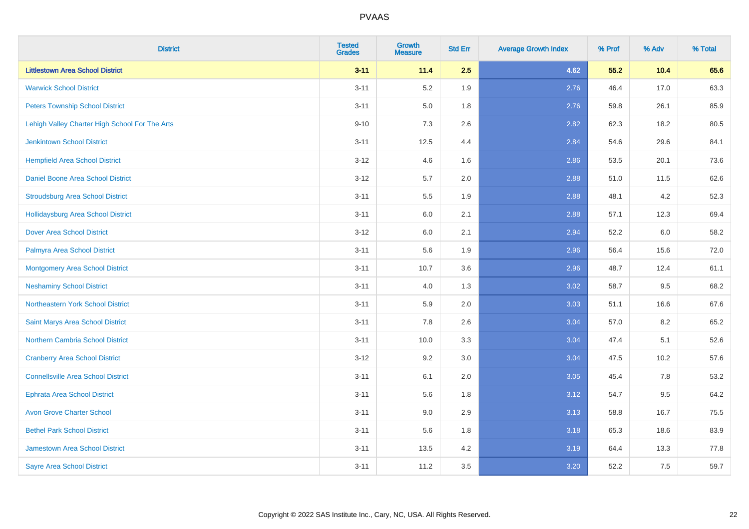| District | Tested Grades | Growth Measure | Std Err | Average Growth Index | % Prof | % Adv | % Total |
|---|---|---|---|---|---|---|---|
| **Littlestown Area School District** | **3-11** | **11.4** | **2.5** | **4.62** | **55.2** | **10.4** | **65.6** |
| Warwick School District | 3-11 | 5.2 | 1.9 | 2.76 | 46.4 | 17.0 | 63.3 |
| Peters Township School District | 3-11 | 5.0 | 1.8 | 2.76 | 59.8 | 26.1 | 85.9 |
| Lehigh Valley Charter High School For The Arts | 9-10 | 7.3 | 2.6 | 2.82 | 62.3 | 18.2 | 80.5 |
| Jenkintown School District | 3-11 | 12.5 | 4.4 | 2.84 | 54.6 | 29.6 | 84.1 |
| Hempfield Area School District | 3-12 | 4.6 | 1.6 | 2.86 | 53.5 | 20.1 | 73.6 |
| Daniel Boone Area School District | 3-12 | 5.7 | 2.0 | 2.88 | 51.0 | 11.5 | 62.6 |
| Stroudsburg Area School District | 3-11 | 5.5 | 1.9 | 2.88 | 48.1 | 4.2 | 52.3 |
| Hollidaysburg Area School District | 3-11 | 6.0 | 2.1 | 2.88 | 57.1 | 12.3 | 69.4 |
| Dover Area School District | 3-12 | 6.0 | 2.1 | 2.94 | 52.2 | 6.0 | 58.2 |
| Palmyra Area School District | 3-11 | 5.6 | 1.9 | 2.96 | 56.4 | 15.6 | 72.0 |
| Montgomery Area School District | 3-11 | 10.7 | 3.6 | 2.96 | 48.7 | 12.4 | 61.1 |
| Neshaminy School District | 3-11 | 4.0 | 1.3 | 3.02 | 58.7 | 9.5 | 68.2 |
| Northeastern York School District | 3-11 | 5.9 | 2.0 | 3.03 | 51.1 | 16.6 | 67.6 |
| Saint Marys Area School District | 3-11 | 7.8 | 2.6 | 3.04 | 57.0 | 8.2 | 65.2 |
| Northern Cambria School District | 3-11 | 10.0 | 3.3 | 3.04 | 47.4 | 5.1 | 52.6 |
| Cranberry Area School District | 3-12 | 9.2 | 3.0 | 3.04 | 47.5 | 10.2 | 57.6 |
| Connellsville Area School District | 3-11 | 6.1 | 2.0 | 3.05 | 45.4 | 7.8 | 53.2 |
| Ephrata Area School District | 3-11 | 5.6 | 1.8 | 3.12 | 54.7 | 9.5 | 64.2 |
| Avon Grove Charter School | 3-11 | 9.0 | 2.9 | 3.13 | 58.8 | 16.7 | 75.5 |
| Bethel Park School District | 3-11 | 5.6 | 1.8 | 3.18 | 65.3 | 18.6 | 83.9 |
| Jamestown Area School District | 3-11 | 13.5 | 4.2 | 3.19 | 64.4 | 13.3 | 77.8 |
| Sayre Area School District | 3-11 | 11.2 | 3.5 | 3.20 | 52.2 | 7.5 | 59.7 |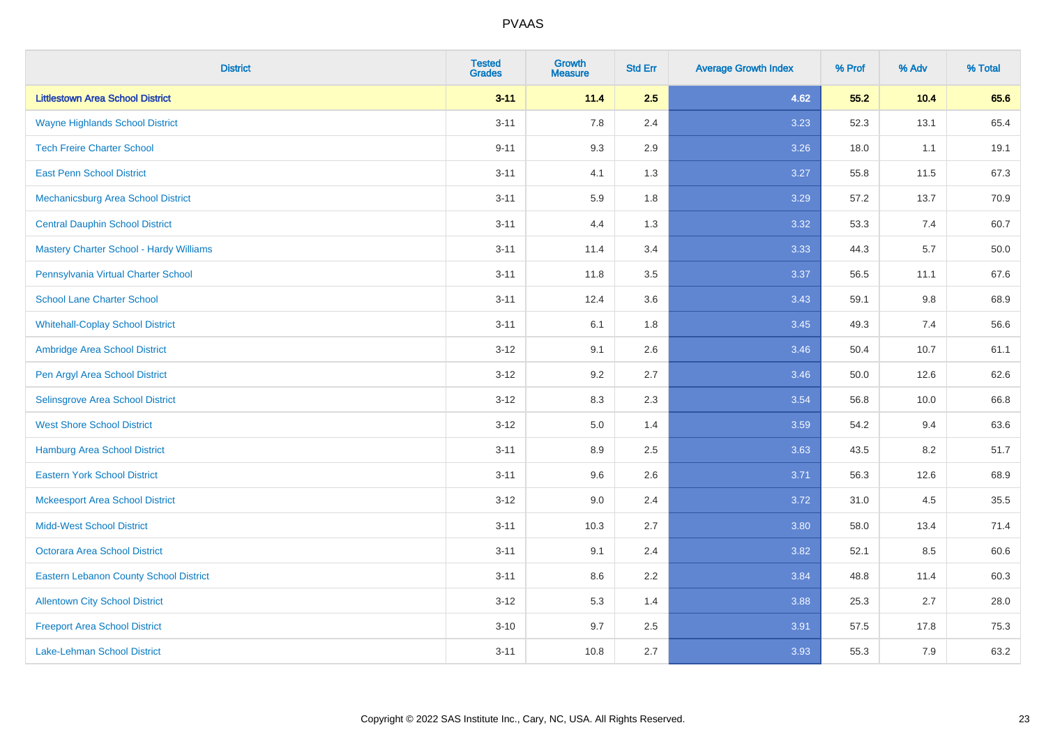# PVAAS

| District | Tested Grades | Growth Measure | Std Err | Average Growth Index | % Prof | % Adv | % Total |
|---|---|---|---|---|---|---|---|
| **Littlestown Area School District** | **3-11** | **11.4** | **2.5** | **4.62** | **55.2** | **10.4** | **65.6** |
| Wayne Highlands School District | 3-11 | 7.8 | 2.4 | 3.23 | 52.3 | 13.1 | 65.4 |
| Tech Freire Charter School | 9-11 | 9.3 | 2.9 | 3.26 | 18.0 | 1.1 | 19.1 |
| East Penn School District | 3-11 | 4.1 | 1.3 | 3.27 | 55.8 | 11.5 | 67.3 |
| Mechanicsburg Area School District | 3-11 | 5.9 | 1.8 | 3.29 | 57.2 | 13.7 | 70.9 |
| Central Dauphin School District | 3-11 | 4.4 | 1.3 | 3.32 | 53.3 | 7.4 | 60.7 |
| Mastery Charter School - Hardy Williams | 3-11 | 11.4 | 3.4 | 3.33 | 44.3 | 5.7 | 50.0 |
| Pennsylvania Virtual Charter School | 3-11 | 11.8 | 3.5 | 3.37 | 56.5 | 11.1 | 67.6 |
| School Lane Charter School | 3-11 | 12.4 | 3.6 | 3.43 | 59.1 | 9.8 | 68.9 |
| Whitehall-Coplay School District | 3-11 | 6.1 | 1.8 | 3.45 | 49.3 | 7.4 | 56.6 |
| Ambridge Area School District | 3-12 | 9.1 | 2.6 | 3.46 | 50.4 | 10.7 | 61.1 |
| Pen Argyl Area School District | 3-12 | 9.2 | 2.7 | 3.46 | 50.0 | 12.6 | 62.6 |
| Selinsgrove Area School District | 3-12 | 8.3 | 2.3 | 3.54 | 56.8 | 10.0 | 66.8 |
| West Shore School District | 3-12 | 5.0 | 1.4 | 3.59 | 54.2 | 9.4 | 63.6 |
| Hamburg Area School District | 3-11 | 8.9 | 2.5 | 3.63 | 43.5 | 8.2 | 51.7 |
| Eastern York School District | 3-11 | 9.6 | 2.6 | 3.71 | 56.3 | 12.6 | 68.9 |
| Mckeesport Area School District | 3-12 | 9.0 | 2.4 | 3.72 | 31.0 | 4.5 | 35.5 |
| Midd-West School District | 3-11 | 10.3 | 2.7 | 3.80 | 58.0 | 13.4 | 71.4 |
| Octorara Area School District | 3-11 | 9.1 | 2.4 | 3.82 | 52.1 | 8.5 | 60.6 |
| Eastern Lebanon County School District | 3-11 | 8.6 | 2.2 | 3.84 | 48.8 | 11.4 | 60.3 |
| Allentown City School District | 3-12 | 5.3 | 1.4 | 3.88 | 25.3 | 2.7 | 28.0 |
| Freeport Area School District | 3-10 | 9.7 | 2.5 | 3.91 | 57.5 | 17.8 | 75.3 |
| Lake-Lehman School District | 3-11 | 10.8 | 2.7 | 3.93 | 55.3 | 7.9 | 63.2 |

Copyright © 2022 SAS Institute Inc., Cary, NC, USA. All Rights Reserved.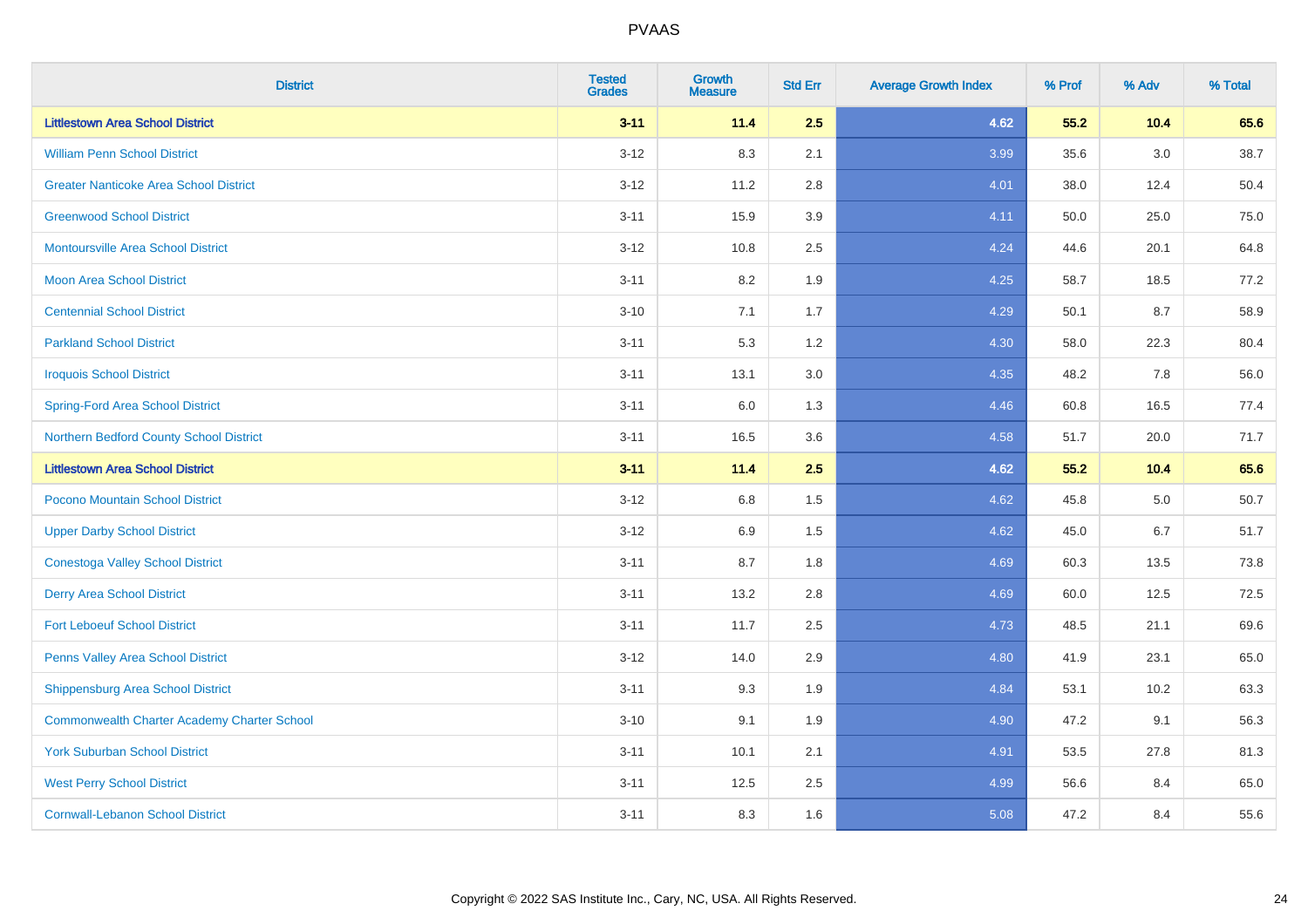# PVAAS

| District | Tested Grades | Growth Measure | Std Err | Average Growth Index | % Prof | % Adv | % Total |
|---|---|---|---|---|---|---|---|
| **Littlestown Area School District** | **3-11** | **11.4** | **2.5** | **4.62** | **55.2** | **10.4** | **65.6** |
| William Penn School District | 3-12 | 8.3 | 2.1 | 3.99 | 35.6 | 3.0 | 38.7 |
| Greater Nanticoke Area School District | 3-12 | 11.2 | 2.8 | 4.01 | 38.0 | 12.4 | 50.4 |
| Greenwood School District | 3-11 | 15.9 | 3.9 | 4.11 | 50.0 | 25.0 | 75.0 |
| Montoursville Area School District | 3-12 | 10.8 | 2.5 | 4.24 | 44.6 | 20.1 | 64.8 |
| Moon Area School District | 3-11 | 8.2 | 1.9 | 4.25 | 58.7 | 18.5 | 77.2 |
| Centennial School District | 3-10 | 7.1 | 1.7 | 4.29 | 50.1 | 8.7 | 58.9 |
| Parkland School District | 3-11 | 5.3 | 1.2 | 4.30 | 58.0 | 22.3 | 80.4 |
| Iroquois School District | 3-11 | 13.1 | 3.0 | 4.35 | 48.2 | 7.8 | 56.0 |
| Spring-Ford Area School District | 3-11 | 6.0 | 1.3 | 4.46 | 60.8 | 16.5 | 77.4 |
| Northern Bedford County School District | 3-11 | 16.5 | 3.6 | 4.58 | 51.7 | 20.0 | 71.7 |
| **Littlestown Area School District** | **3-11** | **11.4** | **2.5** | **4.62** | **55.2** | **10.4** | **65.6** |
| Pocono Mountain School District | 3-12 | 6.8 | 1.5 | 4.62 | 45.8 | 5.0 | 50.7 |
| Upper Darby School District | 3-12 | 6.9 | 1.5 | 4.62 | 45.0 | 6.7 | 51.7 |
| Conestoga Valley School District | 3-11 | 8.7 | 1.8 | 4.69 | 60.3 | 13.5 | 73.8 |
| Derry Area School District | 3-11 | 13.2 | 2.8 | 4.69 | 60.0 | 12.5 | 72.5 |
| Fort Leboeuf School District | 3-11 | 11.7 | 2.5 | 4.73 | 48.5 | 21.1 | 69.6 |
| Penns Valley Area School District | 3-12 | 14.0 | 2.9 | 4.80 | 41.9 | 23.1 | 65.0 |
| Shippensburg Area School District | 3-11 | 9.3 | 1.9 | 4.84 | 53.1 | 10.2 | 63.3 |
| Commonwealth Charter Academy Charter School | 3-10 | 9.1 | 1.9 | 4.90 | 47.2 | 9.1 | 56.3 |
| York Suburban School District | 3-11 | 10.1 | 2.1 | 4.91 | 53.5 | 27.8 | 81.3 |
| West Perry School District | 3-11 | 12.5 | 2.5 | 4.99 | 56.6 | 8.4 | 65.0 |
| Cornwall-Lebanon School District | 3-11 | 8.3 | 1.6 | 5.08 | 47.2 | 8.4 | 55.6 |

Copyright © 2022 SAS Institute Inc., Cary, NC, USA. All Rights Reserved.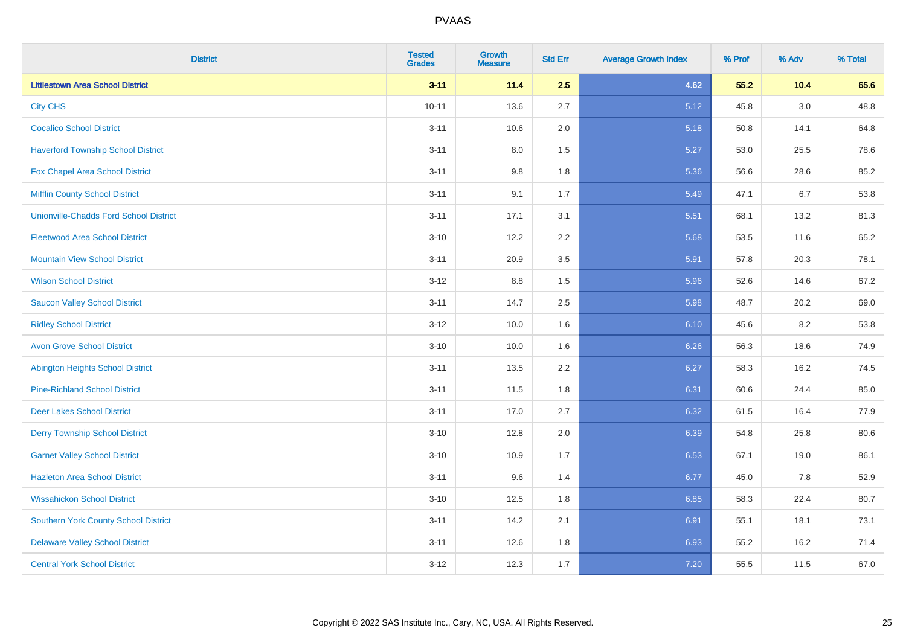# PVAAS

| District | Tested Grades | Growth Measure | Std Err | Average Growth Index | % Prof | % Adv | % Total |
|---|---|---|---|---|---|---|---|
| **Littlestown Area School District** | **3-11** | **11.4** | **2.5** | **4.62** | **55.2** | **10.4** | **65.6** |
| City CHS | 10-11 | 13.6 | 2.7 | 5.12 | 45.8 | 3.0 | 48.8 |
| Cocalico School District | 3-11 | 10.6 | 2.0 | 5.18 | 50.8 | 14.1 | 64.8 |
| Haverford Township School District | 3-11 | 8.0 | 1.5 | 5.27 | 53.0 | 25.5 | 78.6 |
| Fox Chapel Area School District | 3-11 | 9.8 | 1.8 | 5.36 | 56.6 | 28.6 | 85.2 |
| Mifflin County School District | 3-11 | 9.1 | 1.7 | 5.49 | 47.1 | 6.7 | 53.8 |
| Unionville-Chadds Ford School District | 3-11 | 17.1 | 3.1 | 5.51 | 68.1 | 13.2 | 81.3 |
| Fleetwood Area School District | 3-10 | 12.2 | 2.2 | 5.68 | 53.5 | 11.6 | 65.2 |
| Mountain View School District | 3-11 | 20.9 | 3.5 | 5.91 | 57.8 | 20.3 | 78.1 |
| Wilson School District | 3-12 | 8.8 | 1.5 | 5.96 | 52.6 | 14.6 | 67.2 |
| Saucon Valley School District | 3-11 | 14.7 | 2.5 | 5.98 | 48.7 | 20.2 | 69.0 |
| Ridley School District | 3-12 | 10.0 | 1.6 | 6.10 | 45.6 | 8.2 | 53.8 |
| Avon Grove School District | 3-10 | 10.0 | 1.6 | 6.26 | 56.3 | 18.6 | 74.9 |
| Abington Heights School District | 3-11 | 13.5 | 2.2 | 6.27 | 58.3 | 16.2 | 74.5 |
| Pine-Richland School District | 3-11 | 11.5 | 1.8 | 6.31 | 60.6 | 24.4 | 85.0 |
| Deer Lakes School District | 3-11 | 17.0 | 2.7 | 6.32 | 61.5 | 16.4 | 77.9 |
| Derry Township School District | 3-10 | 12.8 | 2.0 | 6.39 | 54.8 | 25.8 | 80.6 |
| Garnet Valley School District | 3-10 | 10.9 | 1.7 | 6.53 | 67.1 | 19.0 | 86.1 |
| Hazleton Area School District | 3-11 | 9.6 | 1.4 | 6.77 | 45.0 | 7.8 | 52.9 |
| Wissahickon School District | 3-10 | 12.5 | 1.8 | 6.85 | 58.3 | 22.4 | 80.7 |
| Southern York County School District | 3-11 | 14.2 | 2.1 | 6.91 | 55.1 | 18.1 | 73.1 |
| Delaware Valley School District | 3-11 | 12.6 | 1.8 | 6.93 | 55.2 | 16.2 | 71.4 |
| Central York School District | 3-12 | 12.3 | 1.7 | 7.20 | 55.5 | 11.5 | 67.0 |

Copyright © 2022 SAS Institute Inc., Cary, NC, USA. All Rights Reserved.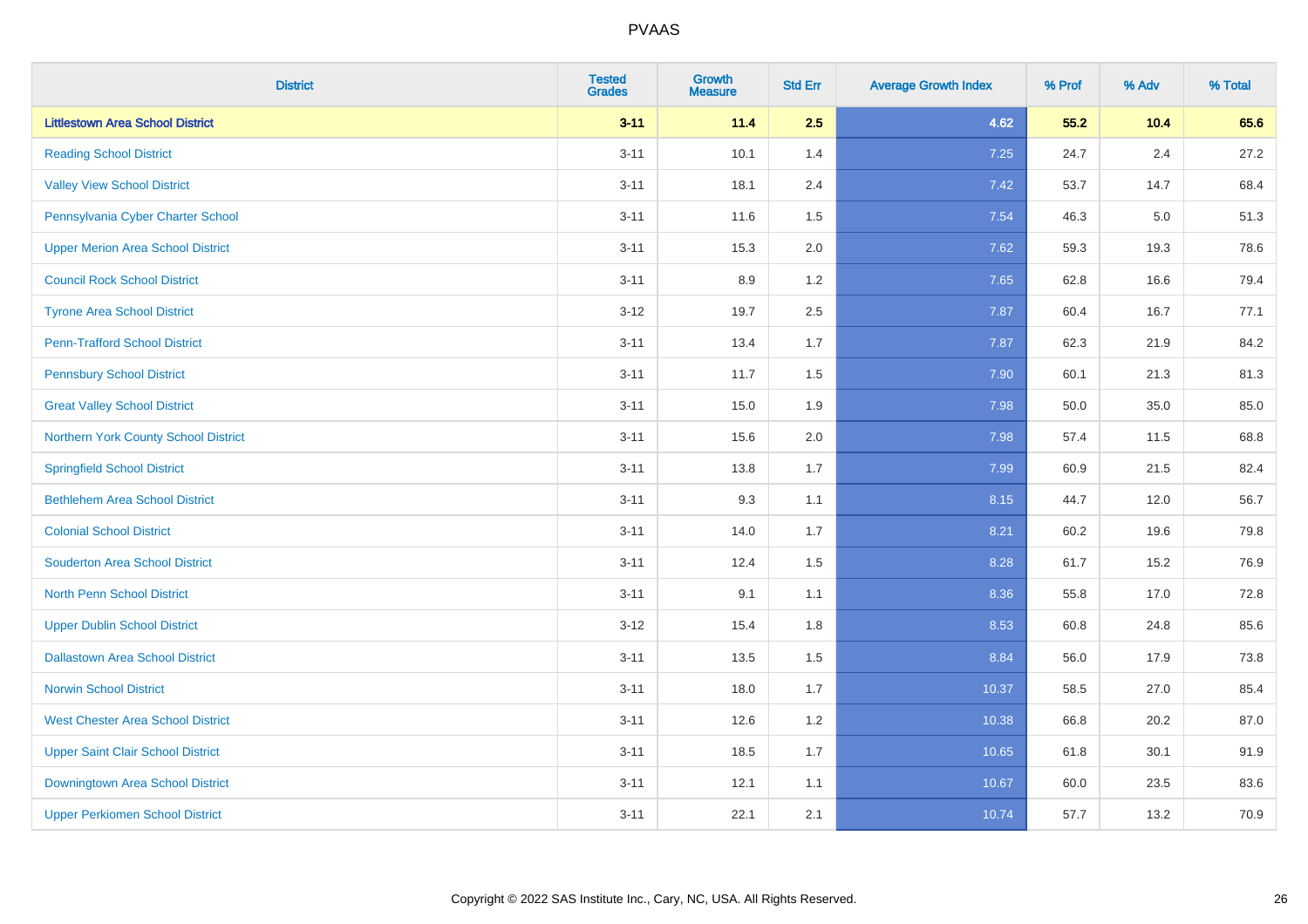# PVAAS

| District | Tested Grades | Growth Measure | Std Err | Average Growth Index | % Prof | % Adv | % Total |
|---|---|---|---|---|---|---|---|
| **Littlestown Area School District** | **3-11** | **11.4** | **2.5** | **4.62** | **55.2** | **10.4** | **65.6** |
| Reading School District | 3-11 | 10.1 | 1.4 | 7.25 | 24.7 | 2.4 | 27.2 |
| Valley View School District | 3-11 | 18.1 | 2.4 | 7.42 | 53.7 | 14.7 | 68.4 |
| Pennsylvania Cyber Charter School | 3-11 | 11.6 | 1.5 | 7.54 | 46.3 | 5.0 | 51.3 |
| Upper Merion Area School District | 3-11 | 15.3 | 2.0 | 7.62 | 59.3 | 19.3 | 78.6 |
| Council Rock School District | 3-11 | 8.9 | 1.2 | 7.65 | 62.8 | 16.6 | 79.4 |
| Tyrone Area School District | 3-12 | 19.7 | 2.5 | 7.87 | 60.4 | 16.7 | 77.1 |
| Penn-Trafford School District | 3-11 | 13.4 | 1.7 | 7.87 | 62.3 | 21.9 | 84.2 |
| Pennsbury School District | 3-11 | 11.7 | 1.5 | 7.90 | 60.1 | 21.3 | 81.3 |
| Great Valley School District | 3-11 | 15.0 | 1.9 | 7.98 | 50.0 | 35.0 | 85.0 |
| Northern York County School District | 3-11 | 15.6 | 2.0 | 7.98 | 57.4 | 11.5 | 68.8 |
| Springfield School District | 3-11 | 13.8 | 1.7 | 7.99 | 60.9 | 21.5 | 82.4 |
| Bethlehem Area School District | 3-11 | 9.3 | 1.1 | 8.15 | 44.7 | 12.0 | 56.7 |
| Colonial School District | 3-11 | 14.0 | 1.7 | 8.21 | 60.2 | 19.6 | 79.8 |
| Souderton Area School District | 3-11 | 12.4 | 1.5 | 8.28 | 61.7 | 15.2 | 76.9 |
| North Penn School District | 3-11 | 9.1 | 1.1 | 8.36 | 55.8 | 17.0 | 72.8 |
| Upper Dublin School District | 3-12 | 15.4 | 1.8 | 8.53 | 60.8 | 24.8 | 85.6 |
| Dallastown Area School District | 3-11 | 13.5 | 1.5 | 8.84 | 56.0 | 17.9 | 73.8 |
| Norwin School District | 3-11 | 18.0 | 1.7 | 10.37 | 58.5 | 27.0 | 85.4 |
| West Chester Area School District | 3-11 | 12.6 | 1.2 | 10.38 | 66.8 | 20.2 | 87.0 |
| Upper Saint Clair School District | 3-11 | 18.5 | 1.7 | 10.65 | 61.8 | 30.1 | 91.9 |
| Downingtown Area School District | 3-11 | 12.1 | 1.1 | 10.67 | 60.0 | 23.5 | 83.6 |
| Upper Perkiomen School District | 3-11 | 22.1 | 2.1 | 10.74 | 57.7 | 13.2 | 70.9 |

Copyright © 2022 SAS Institute Inc., Cary, NC, USA. All Rights Reserved.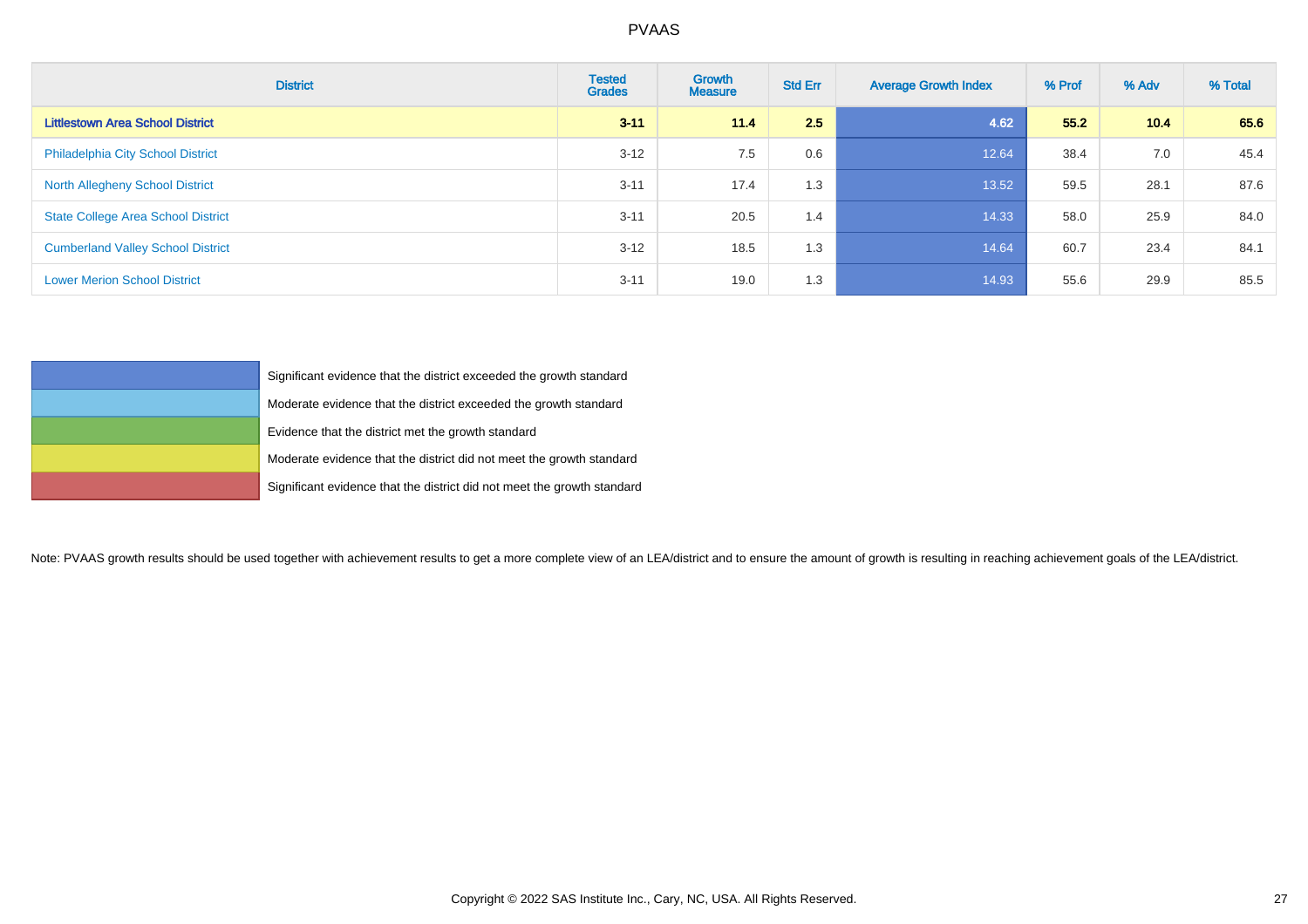# PVAAS

| District | Tested Grades | Growth Measure | Std Err | Average Growth Index | % Prof | % Adv | % Total |
|---|---|---|---|---|---|---|---|
| **Littlestown Area School District** | **3-11** | **11.4** | **2.5** | **4.62** | **55.2** | **10.4** | **65.6** |
| Philadelphia City School District | 3-12 | 7.5 | 0.6 | 12.64 | 38.4 | 7.0 | 45.4 |
| North Allegheny School District | 3-11 | 17.4 | 1.3 | 13.52 | 59.5 | 28.1 | 87.6 |
| State College Area School District | 3-11 | 20.5 | 1.4 | 14.33 | 58.0 | 25.9 | 84.0 |
| Cumberland Valley School District | 3-12 | 18.5 | 1.3 | 14.64 | 60.7 | 23.4 | 84.1 |
| Lower Merion School District | 3-11 | 19.0 | 1.3 | 14.93 | 55.6 | 29.9 | 85.5 |

Significant evidence that the district exceeded the growth standard

Moderate evidence that the district exceeded the growth standard

Evidence that the district met the growth standard

Moderate evidence that the district did not meet the growth standard

Significant evidence that the district did not meet the growth standard

Note: PVAAS growth results should be used together with achievement results to get a more complete view of an LEA/district and to ensure the amount of growth is resulting in reaching achievement goals of the LEA/district.

Copyright © 2022 SAS Institute Inc., Cary, NC, USA. All Rights Reserved.